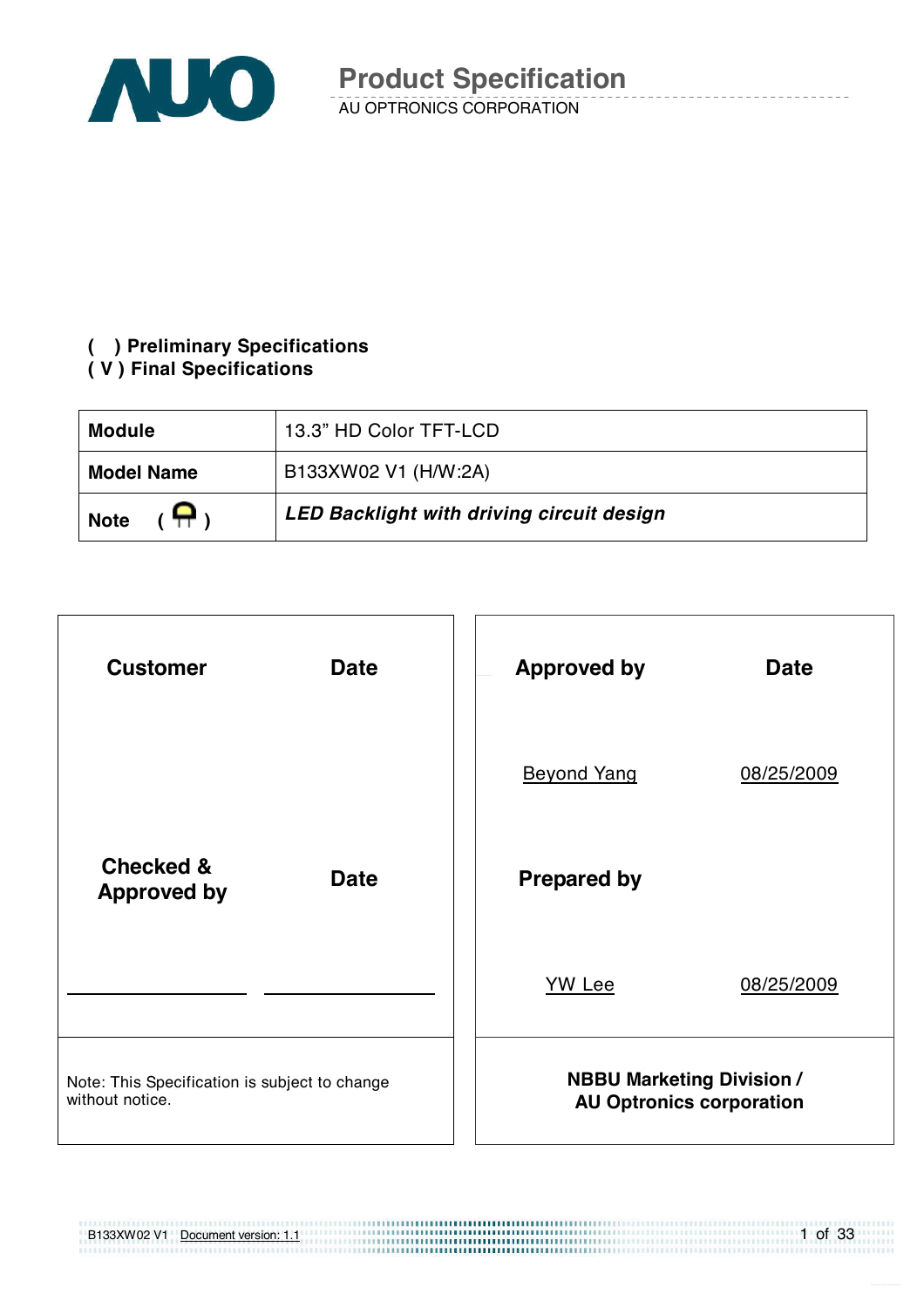# Product Specification

AU OPTRONICS CORPORATION

**( ) Preliminary Specifications**
**( V ) Final Specifications**

| **Module** | 13.3" HD Color TFT-LCD |
|---|---|
| **Model Name** | B133XW02 V1 (H/W:2A) |
| **Note** | ***LED Backlight with driving circuit design*** |

| **Customer** | **Date** | **Approved by** | **Date** |
|---|---|---|---|
| | | Beyond Yang | 08/25/2009 |
| **Checked & Approved by** | **Date** | **Prepared by** | |
| | | YW Lee | 08/25/2009 |
| Note: This Specification is subject to change without notice. | | **NBBU Marketing Division / AU Optronics corporation** | |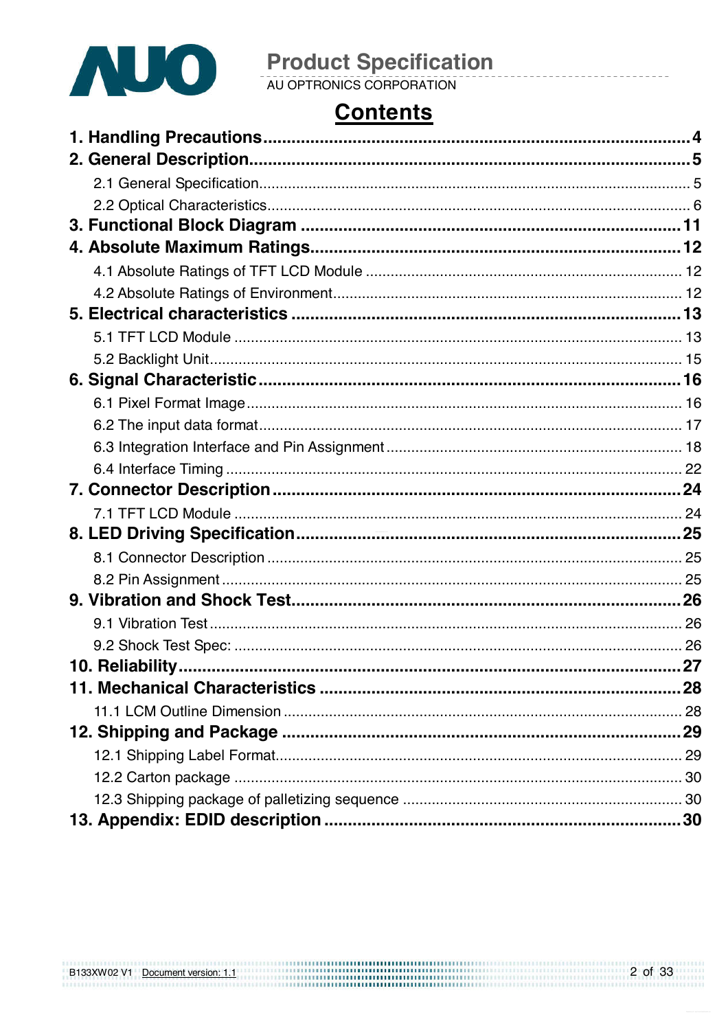# Contents

**1. Handling Precautions** .......... **4**

**2. General Description** .......... **5**

- 2.1 General Specification .......... 5
- 2.2 Optical Characteristics .......... 6

**3. Functional Block Diagram** .......... **11**

**4. Absolute Maximum Ratings** .......... **12**

- 4.1 Absolute Ratings of TFT LCD Module .......... 12
- 4.2 Absolute Ratings of Environment .......... 12

**5. Electrical characteristics** .......... **13**

- 5.1 TFT LCD Module .......... 13
- 5.2 Backlight Unit .......... 15

**6. Signal Characteristic** .......... **16**

- 6.1 Pixel Format Image .......... 16
- 6.2 The input data format .......... 17
- 6.3 Integration Interface and Pin Assignment .......... 18
- 6.4 Interface Timing .......... 22

**7. Connector Description** .......... **24**

- 7.1 TFT LCD Module .......... 24

**8. LED Driving Specification** .......... **25**

- 8.1 Connector Description .......... 25
- 8.2 Pin Assignment .......... 25

**9. Vibration and Shock Test** .......... **26**

- 9.1 Vibration Test .......... 26
- 9.2 Shock Test Spec: .......... 26

**10. Reliability** .......... **27**

**11. Mechanical Characteristics** .......... **28**

- 11.1 LCM Outline Dimension .......... 28

**12. Shipping and Package** .......... **29**

- 12.1 Shipping Label Format .......... 29
- 12.2 Carton package .......... 30
- 12.3 Shipping package of palletizing sequence .......... 30

**13. Appendix: EDID description** .......... **30**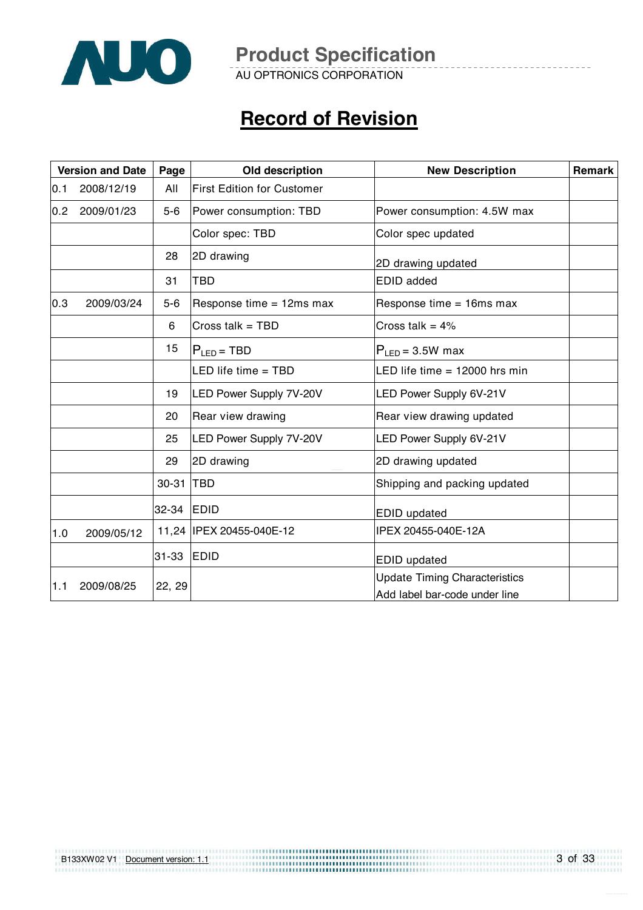# Record of Revision

| Version and Date | Page | Old description | New Description | Remark |
|---|---|---|---|---|
| 0.1 2008/12/19 | All | First Edition for Customer | | |
| 0.2 2009/01/23 | 5-6 | Power consumption: TBD | Power consumption: 4.5W max | |
| | | Color spec: TBD | Color spec updated | |
| | 28 | 2D drawing | 2D drawing updated | |
| | 31 | TBD | EDID added | |
| 0.3 2009/03/24 | 5-6 | Response time = 12ms max | Response time = 16ms max | |
| | 6 | Cross talk = TBD | Cross talk = 4% | |
| | 15 | $P_{LED}$ = TBD | $P_{LED}$ = 3.5W max | |
| | | LED life time = TBD | LED life time = 12000 hrs min | |
| | 19 | LED Power Supply 7V-20V | LED Power Supply 6V-21V | |
| | 20 | Rear view drawing | Rear view drawing updated | |
| | 25 | LED Power Supply 7V-20V | LED Power Supply 6V-21V | |
| | 29 | 2D drawing | 2D drawing updated | |
| | 30-31 | TBD | Shipping and packing updated | |
| | 32-34 | EDID | EDID updated | |
| 1.0 2009/05/12 | 11,24 | IPEX 20455-040E-12 | IPEX 20455-040E-12A | |
| | 31-33 | EDID | EDID updated | |
| 1.1 2009/08/25 | 22, 29 | | Update Timing Characteristics<br>Add label bar-code under line | |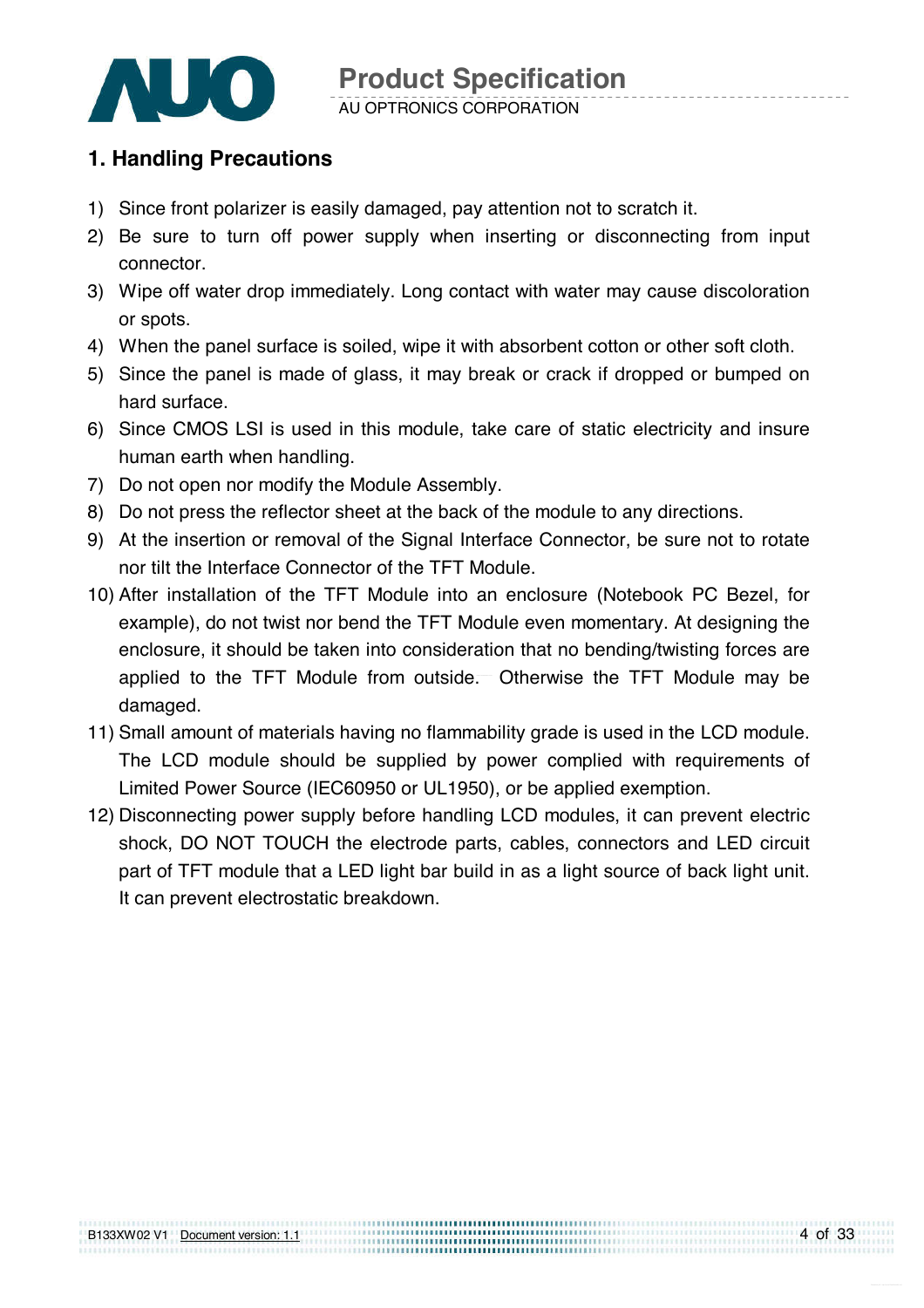# 1. Handling Precautions

1) Since front polarizer is easily damaged, pay attention not to scratch it.
2) Be sure to turn off power supply when inserting or disconnecting from input connector.
3) Wipe off water drop immediately. Long contact with water may cause discoloration or spots.
4) When the panel surface is soiled, wipe it with absorbent cotton or other soft cloth.
5) Since the panel is made of glass, it may break or crack if dropped or bumped on hard surface.
6) Since CMOS LSI is used in this module, take care of static electricity and insure human earth when handling.
7) Do not open nor modify the Module Assembly.
8) Do not press the reflector sheet at the back of the module to any directions.
9) At the insertion or removal of the Signal Interface Connector, be sure not to rotate nor tilt the Interface Connector of the TFT Module.
10) After installation of the TFT Module into an enclosure (Notebook PC Bezel, for example), do not twist nor bend the TFT Module even momentary. At designing the enclosure, it should be taken into consideration that no bending/twisting forces are applied to the TFT Module from outside. Otherwise the TFT Module may be damaged.
11) Small amount of materials having no flammability grade is used in the LCD module. The LCD module should be supplied by power complied with requirements of Limited Power Source (IEC60950 or UL1950), or be applied exemption.
12) Disconnecting power supply before handling LCD modules, it can prevent electric shock, DO NOT TOUCH the electrode parts, cables, connectors and LED circuit part of TFT module that a LED light bar build in as a light source of back light unit. It can prevent electrostatic breakdown.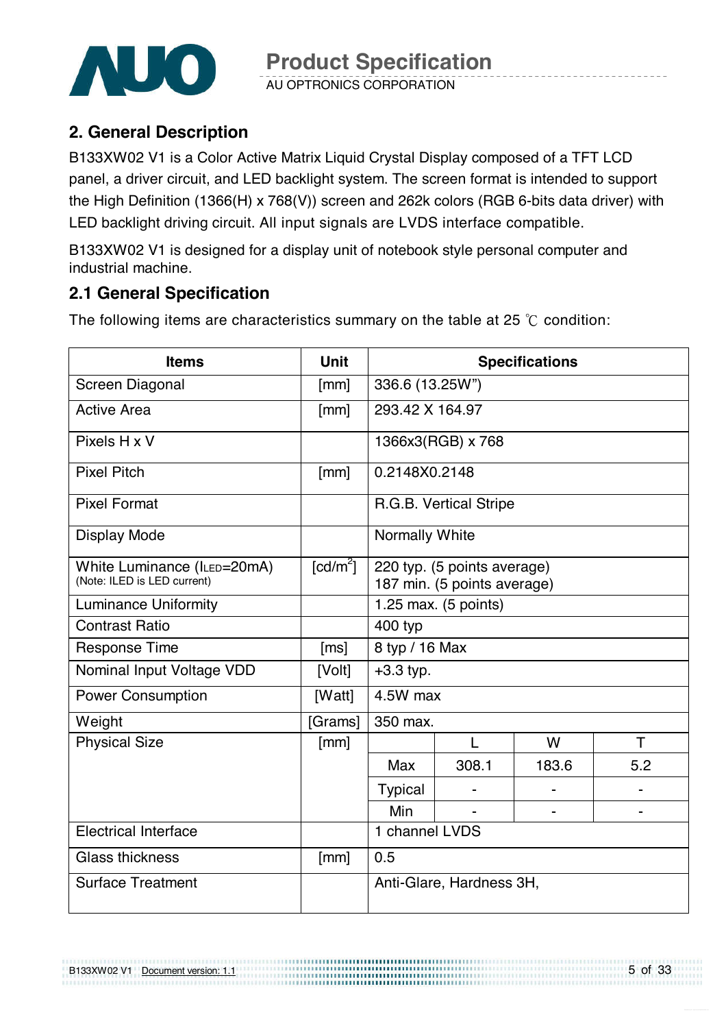## 2. General Description

B133XW02 V1 is a Color Active Matrix Liquid Crystal Display composed of a TFT LCD panel, a driver circuit, and LED backlight system. The screen format is intended to support the High Definition (1366(H) x 768(V)) screen and 262k colors (RGB 6-bits data driver) with LED backlight driving circuit. All input signals are LVDS interface compatible.

B133XW02 V1 is designed for a display unit of notebook style personal computer and industrial machine.

### 2.1 General Specification

The following items are characteristics summary on the table at 25 ℃ condition:

| Items | Unit | Specifications | | | |
|---|---|---|---|---|---|
| Screen Diagonal | [mm] | 336.6 (13.25W") | | | |
| Active Area | [mm] | 293.42 X 164.97 | | | |
| Pixels H x V | | 1366x3(RGB) x 768 | | | |
| Pixel Pitch | [mm] | 0.2148X0.2148 | | | |
| Pixel Format | | R.G.B. Vertical Stripe | | | |
| Display Mode | | Normally White | | | |
| White Luminance ($I_{LED}$=20mA) (Note: ILED is LED current) | [cd/m$^2$] | 220 typ. (5 points average) 187 min. (5 points average) | | | |
| Luminance Uniformity | | 1.25 max. (5 points) | | | |
| Contrast Ratio | | 400 typ | | | |
| Response Time | [ms] | 8 typ / 16 Max | | | |
| Nominal Input Voltage VDD | [Volt] | +3.3 typ. | | | |
| Power Consumption | [Watt] | 4.5W max | | | |
| Weight | [Grams] | 350 max. | | | |
| Physical Size | [mm] | | L | W | T |
| | | Max | 308.1 | 183.6 | 5.2 |
| | | Typical | - | - | - |
| | | Min | - | - | - |
| Electrical Interface | | 1 channel LVDS | | | |
| Glass thickness | [mm] | 0.5 | | | |
| Surface Treatment | | Anti-Glare, Hardness 3H, | | | |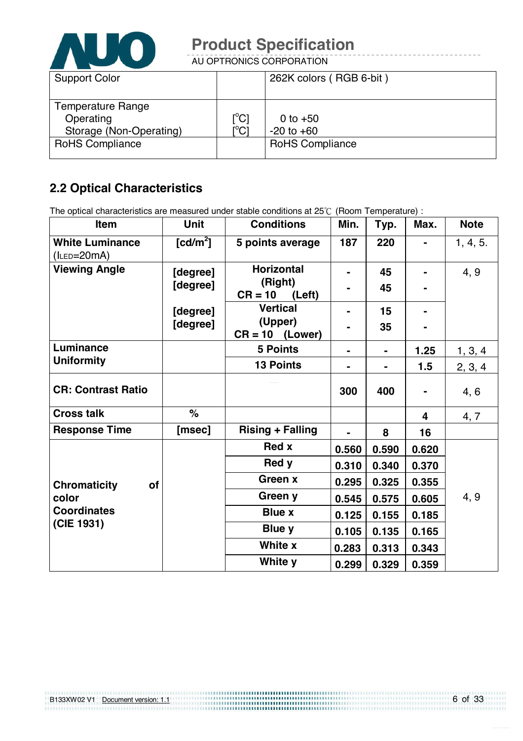| Support Color | | 262K colors ( RGB 6-bit ) |
|---|---|---|
| Temperature Range<br>Operating<br>Storage (Non-Operating) | <br>[°C]<br>[°C] | <br>0 to +50<br>-20 to +60 |
| RoHS Compliance | | RoHS Compliance |

## 2.2 Optical Characteristics

The optical characteristics are measured under stable conditions at 25℃ (Room Temperature) :

| Item | Unit | Conditions | Min. | Typ. | Max. | Note |
|---|---|---|---|---|---|---|
| **White Luminance** ($I_{LED}$=20mA) | **[cd/m²]** | **5 points average** | **187** | **220** | **-** | 1, 4, 5. |
| **Viewing Angle** | **[degree]**<br>**[degree]** | **Horizontal (Right)**<br>**CR = 10 (Left)** | **-**<br>**-** | **45**<br>**45** | **-**<br>**-** | 4, 9 |
| | **[degree]**<br>**[degree]** | **Vertical (Upper)**<br>**CR = 10 (Lower)** | **-**<br>**-** | **15**<br>**35** | **-**<br>**-** | |
| **Luminance Uniformity** | | **5 Points** | **-** | **-** | **1.25** | 1, 3, 4 |
| | | **13 Points** | **-** | **-** | **1.5** | 2, 3, 4 |
| **CR: Contrast Ratio** | | | **300** | **400** | **-** | 4, 6 |
| **Cross talk** | **%** | | | | **4** | 4, 7 |
| **Response Time** | **[msec]** | **Rising + Falling** | **-** | **8** | **16** | |
| **Chromaticity of color Coordinates (CIE 1931)** | | **Red x** | **0.560** | **0.590** | **0.620** | 4, 9 |
| | | **Red y** | **0.310** | **0.340** | **0.370** | |
| | | **Green x** | **0.295** | **0.325** | **0.355** | |
| | | **Green y** | **0.545** | **0.575** | **0.605** | |
| | | **Blue x** | **0.125** | **0.155** | **0.185** | |
| | | **Blue y** | **0.105** | **0.135** | **0.165** | |
| | | **White x** | **0.283** | **0.313** | **0.343** | |
| | | **White y** | **0.299** | **0.329** | **0.359** | |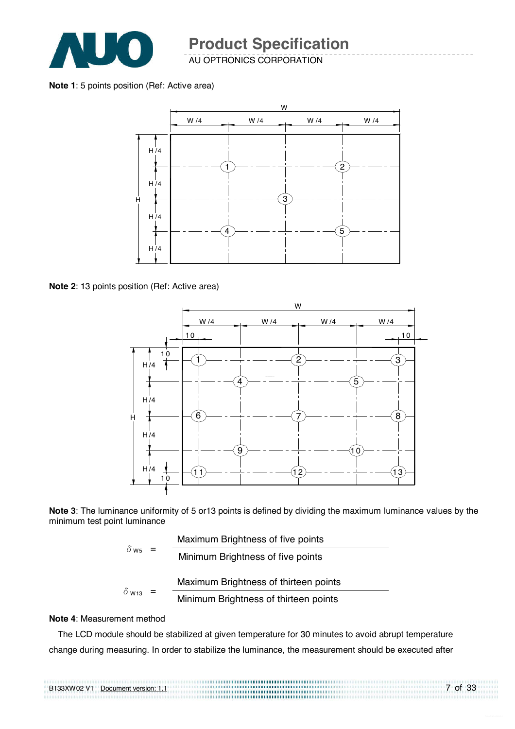**Note 1**: 5 points position (Ref: Active area)

**Note 2**: 13 points position (Ref: Active area)

**Note 3**: The luminance uniformity of 5 or13 points is defined by dividing the maximum luminance values by the minimum test point luminance

$$\delta_{W5} = \frac{\text{Maximum Brightness of five points}}{\text{Minimum Brightness of five points}}$$

$$\delta_{W13} = \frac{\text{Maximum Brightness of thirteen points}}{\text{Minimum Brightness of thirteen points}}$$

**Note 4**: Measurement method

The LCD module should be stabilized at given temperature for 30 minutes to avoid abrupt temperature change during measuring. In order to stabilize the luminance, the measurement should be executed after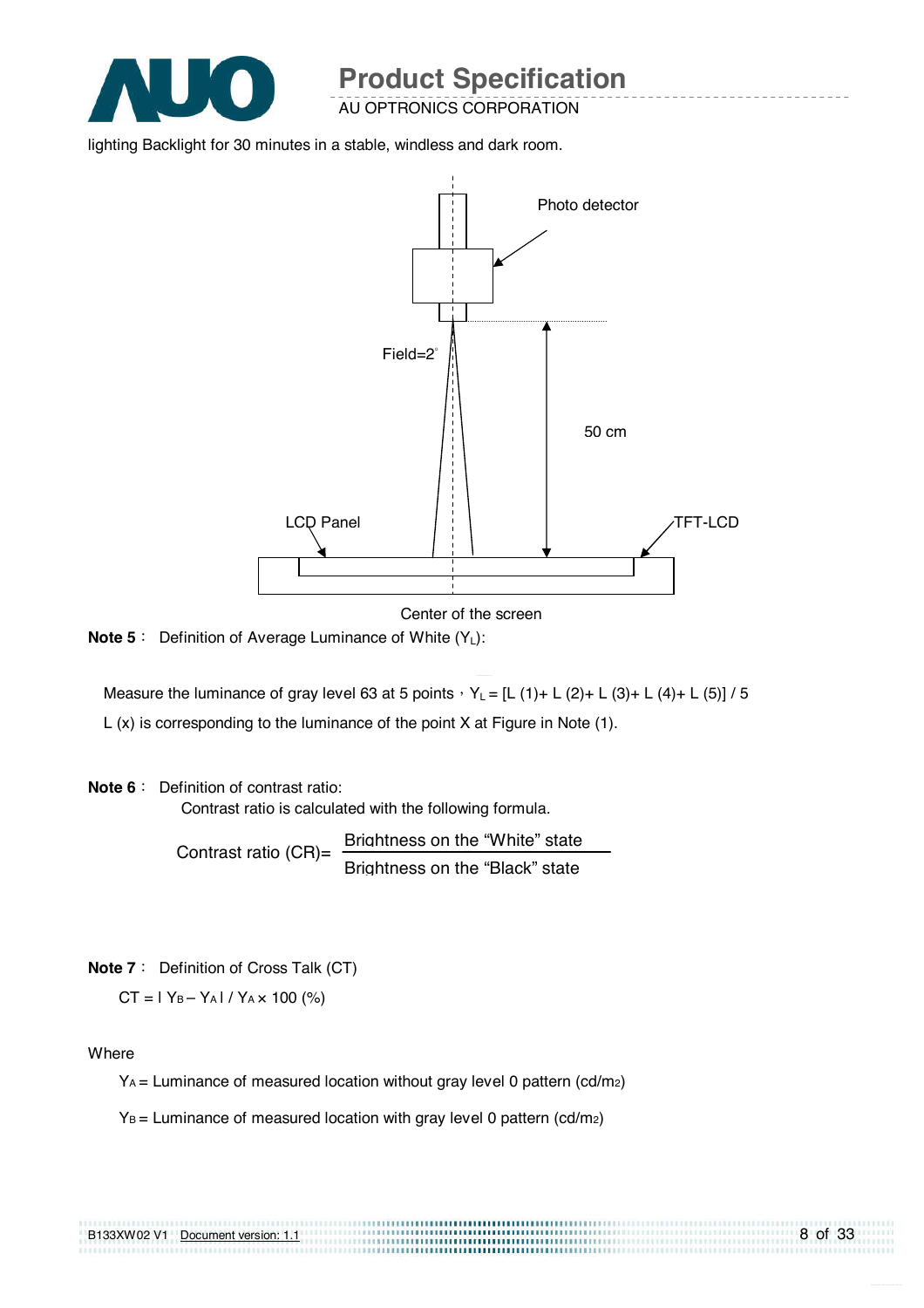lighting Backlight for 30 minutes in a stable, windless and dark room.

Photo detector

Field=2°

50 cm

LCD Panel

TFT-LCD

Center of the screen

**Note 5**： Definition of Average Luminance of White ($Y_L$):

Measure the luminance of gray level 63 at 5 points，$Y_L$ = [L (1)+ L (2)+ L (3)+ L (4)+ L (5)] / 5

L (x) is corresponding to the luminance of the point X at Figure in Note (1).

**Note 6**： Definition of contrast ratio:

Contrast ratio is calculated with the following formula.

$$\text{Contrast ratio (CR)} = \frac{\text{Brightness on the "White" state}}{\text{Brightness on the "Black" state}}$$

**Note 7**： Definition of Cross Talk (CT)

$CT = | Y_B - Y_A | / Y_A \times 100$ (%)

Where

$Y_A$ = Luminance of measured location without gray level 0 pattern (cd/$m_2$)

$Y_B$ = Luminance of measured location with gray level 0 pattern (cd/$m_2$)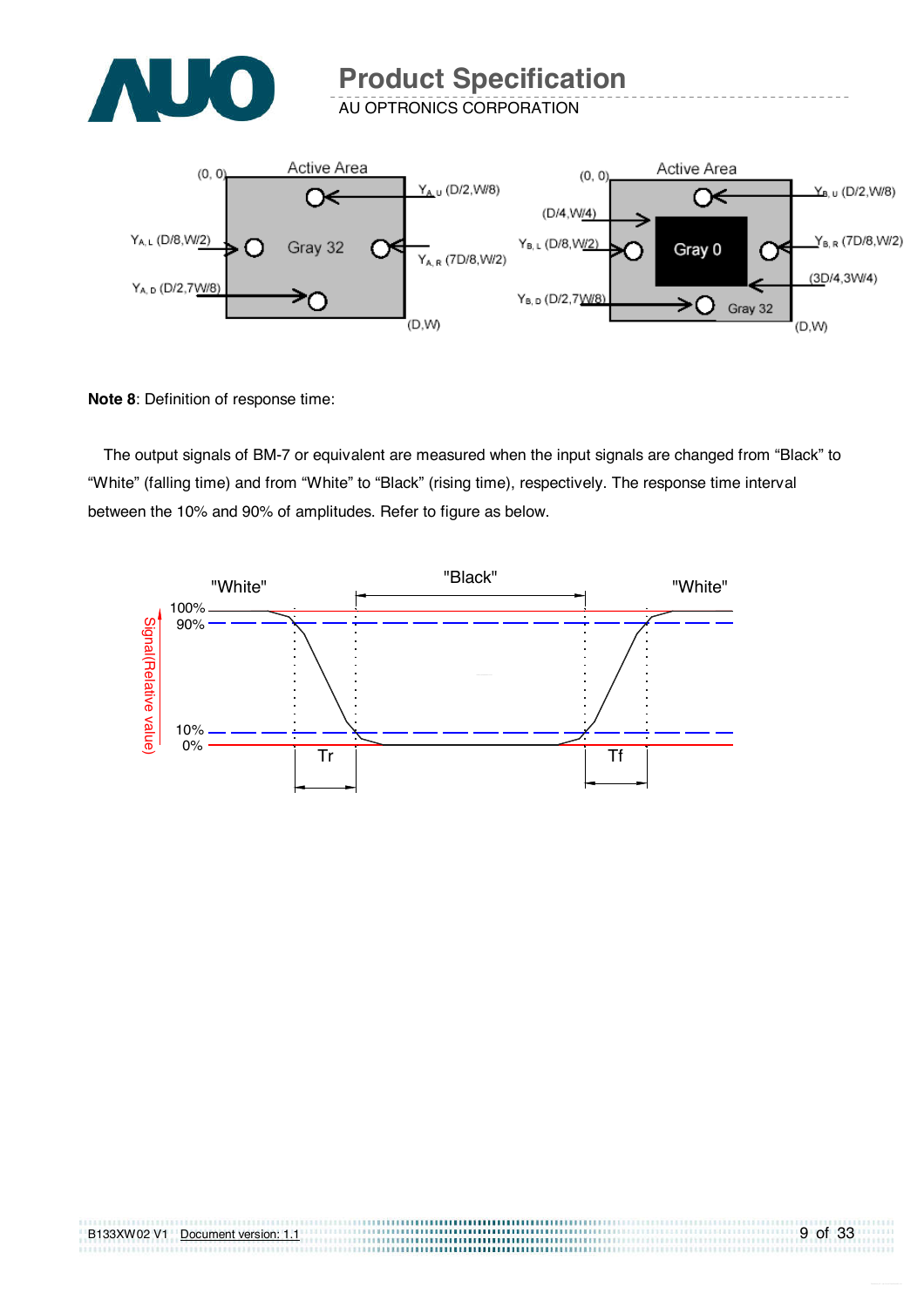**Note 8**: Definition of response time:

The output signals of BM-7 or equivalent are measured when the input signals are changed from "Black" to "White" (falling time) and from "White" to "Black" (rising time), respectively. The response time interval between the 10% and 90% of amplitudes. Refer to figure as below.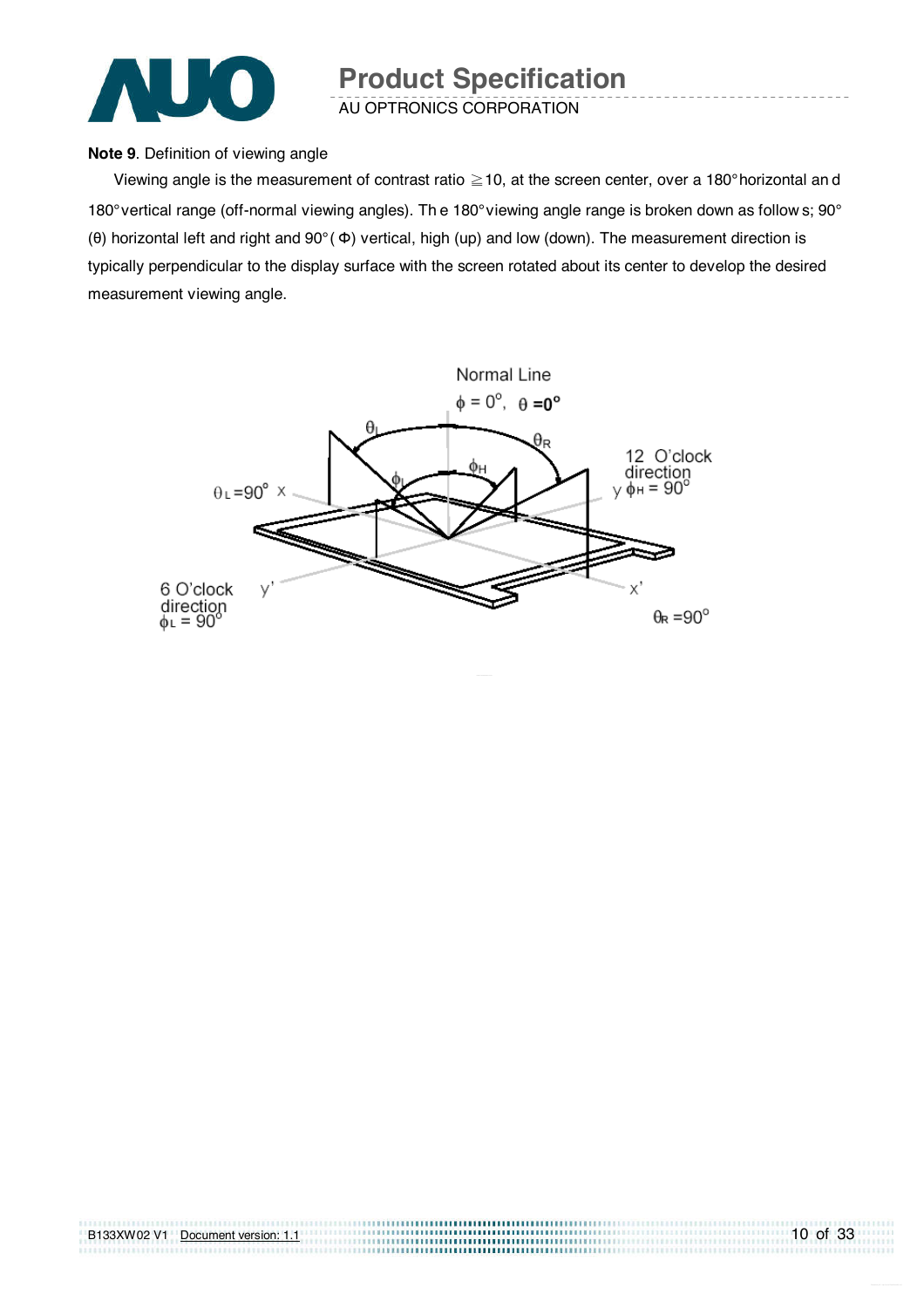**Note 9**. Definition of viewing angle

Viewing angle is the measurement of contrast ratio ≧10, at the screen center, over a 180° horizontal and 180° vertical range (off-normal viewing angles). The 180° viewing angle range is broken down as follows; 90° (θ) horizontal left and right and 90° (Φ) vertical, high (up) and low (down). The measurement direction is typically perpendicular to the display surface with the screen rotated about its center to develop the desired measurement viewing angle.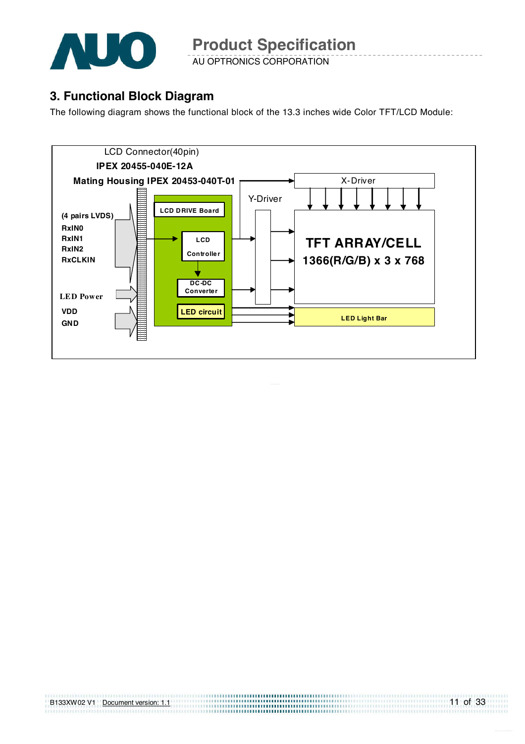# 3. Functional Block Diagram

The following diagram shows the functional block of the 13.3 inches wide Color TFT/LCD Module:

LCD Connector(40pin)

**IPEX 20455-040E-12A**

**Mating Housing IPEX 20453-040T-01**

(4 pairs LVDS)
RxIN0
RxIN1
RxIN2
RxCLKIN

LED Power

VDD
GND

LCD DRIVE Board

LCD Controller

DC-DC Converter

LED circuit

X-Driver

Y-Driver

**TFT ARRAY/CELL**
**1366(R/G/B) x 3 x 768**

LED Light Bar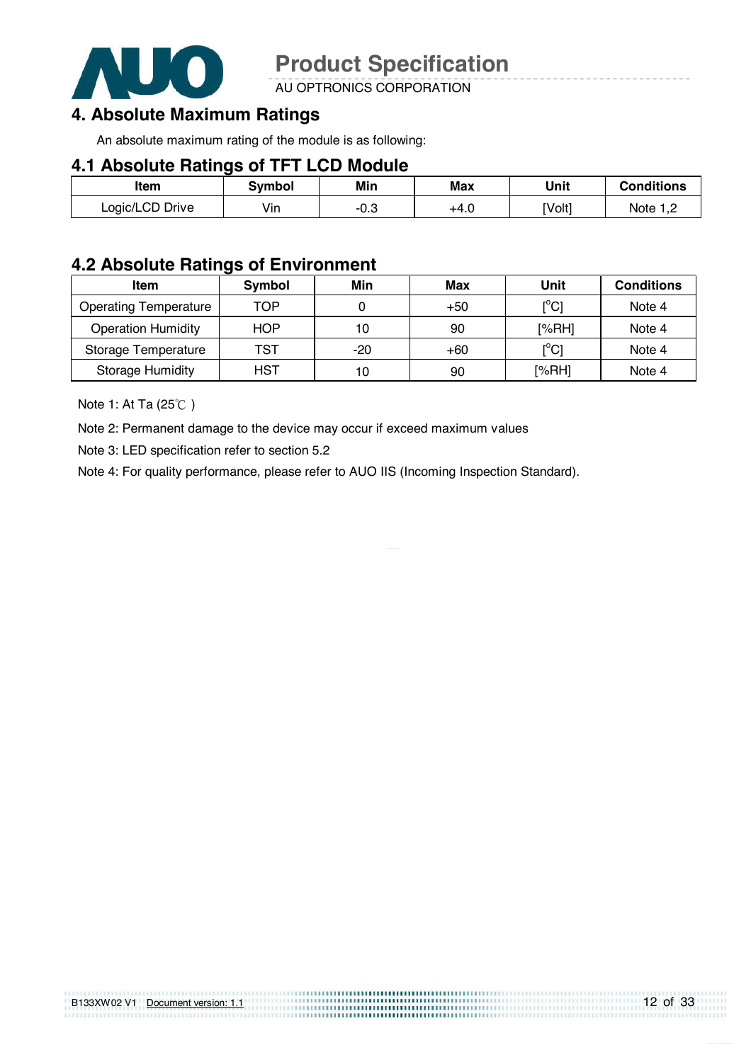# 4. Absolute Maximum Ratings

An absolute maximum rating of the module is as following:

## 4.1 Absolute Ratings of TFT LCD Module

| Item | Symbol | Min | Max | Unit | Conditions |
|---|---|---|---|---|---|
| Logic/LCD Drive | Vin | -0.3 | +4.0 | [Volt] | Note 1,2 |

## 4.2 Absolute Ratings of Environment

| Item | Symbol | Min | Max | Unit | Conditions |
|---|---|---|---|---|---|
| Operating Temperature | TOP | 0 | +50 | [°C] | Note 4 |
| Operation Humidity | HOP | 10 | 90 | [%RH] | Note 4 |
| Storage Temperature | TST | -20 | +60 | [°C] | Note 4 |
| Storage Humidity | HST | 10 | 90 | [%RH] | Note 4 |

Note 1: At Ta (25℃ )

Note 2: Permanent damage to the device may occur if exceed maximum values

Note 3: LED specification refer to section 5.2

Note 4: For quality performance, please refer to AUO IIS (Incoming Inspection Standard).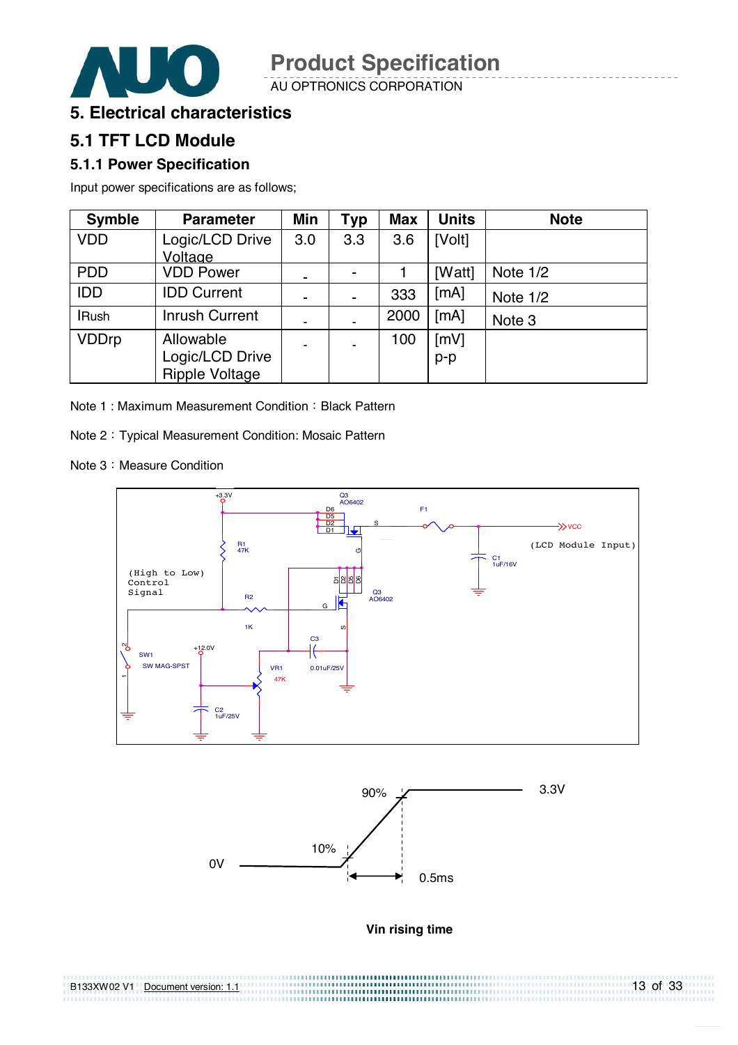# 5. Electrical characteristics

## 5.1 TFT LCD Module

### 5.1.1 Power Specification

Input power specifications are as follows;

| Symble | Parameter | Min | Typ | Max | Units | Note |
|---|---|---|---|---|---|---|
| VDD | Logic/LCD Drive Voltage | 3.0 | 3.3 | 3.6 | [Volt] | |
| PDD | VDD Power | - | - | 1 | [Watt] | Note 1/2 |
| IDD | IDD Current | - | - | 333 | [mA] | Note 1/2 |
| IRush | Inrush Current | - | - | 2000 | [mA] | Note 3 |
| VDDrp | Allowable Logic/LCD Drive Ripple Voltage | - | - | 100 | [mV] p-p | |

Note 1 : Maximum Measurement Condition：Black Pattern

Note 2：Typical Measurement Condition: Mosaic Pattern

Note 3：Measure Condition

**Vin rising time**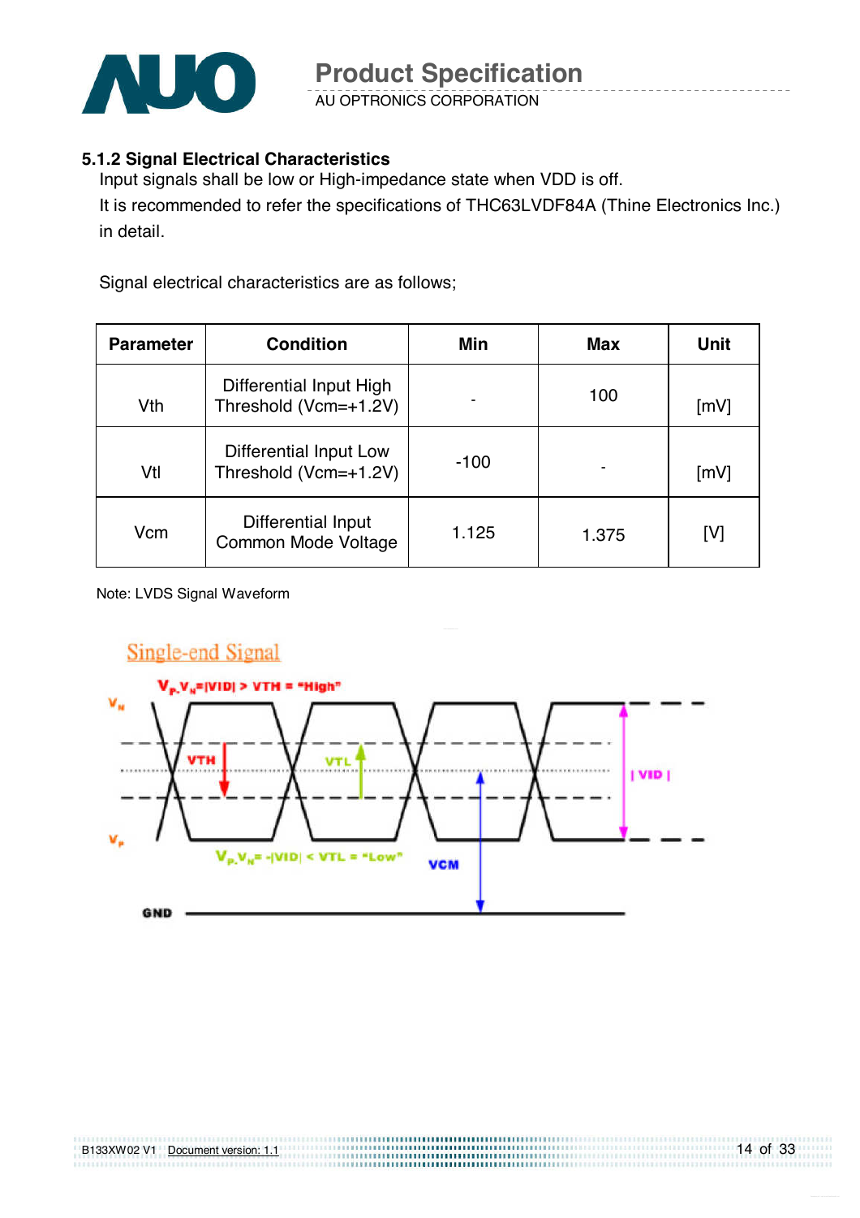### 5.1.2 Signal Electrical Characteristics

Input signals shall be low or High-impedance state when VDD is off.
It is recommended to refer the specifications of THC63LVDF84A (Thine Electronics Inc.) in detail.

Signal electrical characteristics are as follows;

| Parameter | Condition | Min | Max | Unit |
|---|---|---|---|---|
| Vth | Differential Input High Threshold (Vcm=+1.2V) | - | 100 | [mV] |
| Vtl | Differential Input Low Threshold (Vcm=+1.2V) | -100 | - | [mV] |
| Vcm | Differential Input Common Mode Voltage | 1.125 | 1.375 | [V] |

Note: LVDS Signal Waveform

Single-end Signal

$V_P$-$V_N$=|VID| > VTH = "High"

$V_P$-$V_N$= -|VID| < VTL = "Low"

$V_N$, $V_P$, VTH, VTL, | VID |, VCM, GND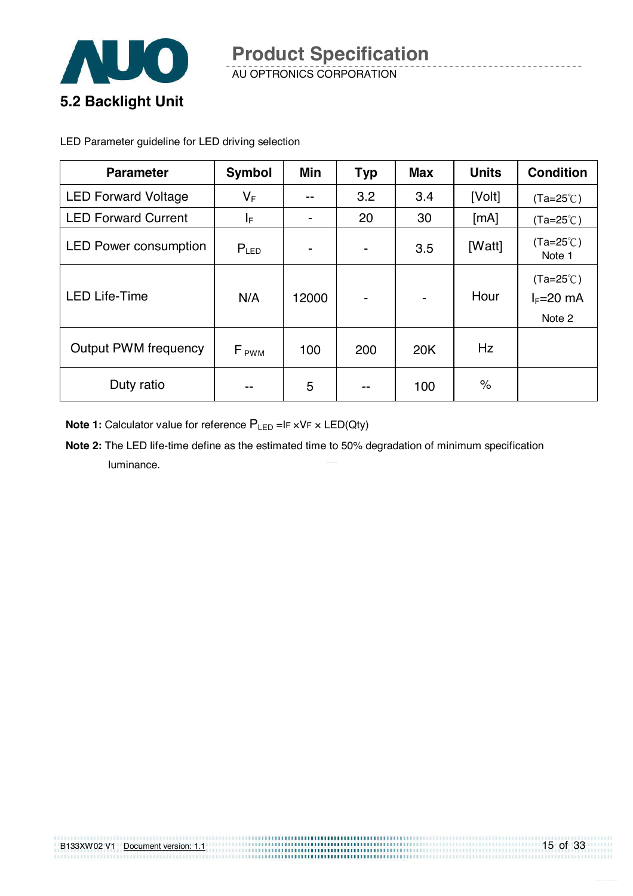## 5.2 Backlight Unit

LED Parameter guideline for LED driving selection

| Parameter | Symbol | Min | Typ | Max | Units | Condition |
|---|---|---|---|---|---|---|
| LED Forward Voltage | $V_F$ | -- | 3.2 | 3.4 | [Volt] | (Ta=25℃) |
| LED Forward Current | $I_F$ | - | 20 | 30 | [mA] | (Ta=25℃) |
| LED Power consumption | $P_{LED}$ | - | - | 3.5 | [Watt] | (Ta=25℃) Note 1 |
| LED Life-Time | N/A | 12000 | - | - | Hour | (Ta=25℃) $I_F$=20 mA Note 2 |
| Output PWM frequency | $F_{PWM}$ | 100 | 200 | 20K | Hz | |
| Duty ratio | -- | 5 | -- | 100 | % | |

**Note 1:** Calculator value for reference $P_{LED} = I_F \times V_F \times$ LED(Qty)

**Note 2:** The LED life-time define as the estimated time to 50% degradation of minimum specification luminance.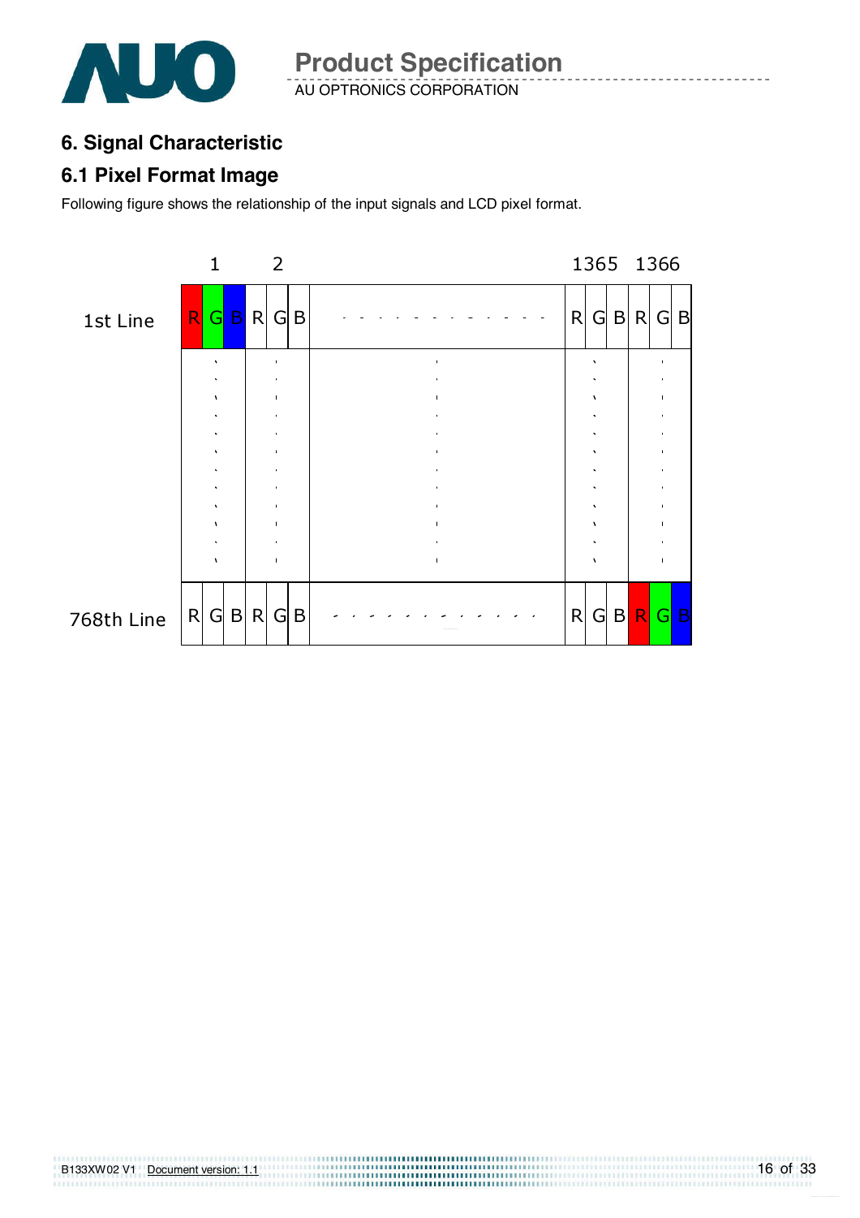## 6. Signal Characteristic

### 6.1 Pixel Format Image

Following figure shows the relationship of the input signals and LCD pixel format.

| | 1 | | | 2 | | | | 1365 | | | 1366 | | |
|---|---|---|---|---|---|---|---|---|---|---|---|---|---|
| 1st Line | R | G | B | R | G | B | - - - - - - - - - - - - | R | G | B | R | G | B |
| | . | | | . | | | . | . | | | . | | |
| 768th Line | R | G | B | R | G | B | - - - - - - - - - - - - | R | G | B | R | G | B |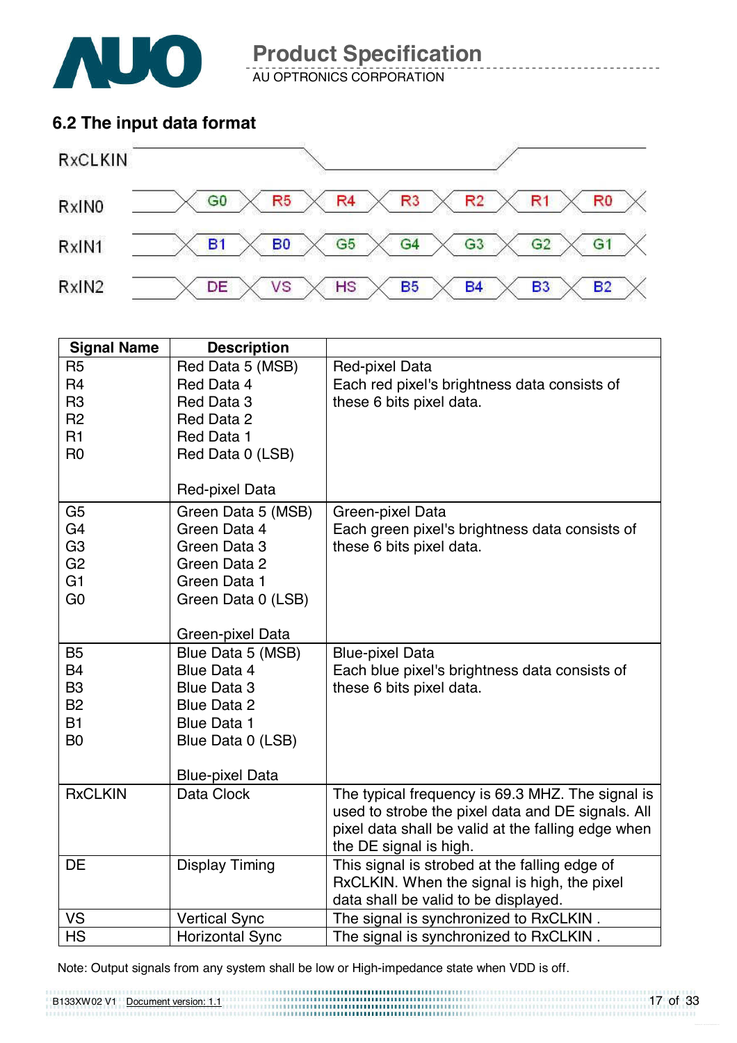## 6.2 The input data format

| RxCLKIN | | | | | | | |
|---|---|---|---|---|---|---|---|
| RxIN0 | G0 | R5 | R4 | R3 | R2 | R1 | R0 |
| RxIN1 | B1 | B0 | G5 | G4 | G3 | G2 | G1 |
| RxIN2 | DE | VS | HS | B5 | B4 | B3 | B2 |

| Signal Name | Description | |
|---|---|---|
| R5<br>R4<br>R3<br>R2<br>R1<br>R0 | Red Data 5 (MSB)<br>Red Data 4<br>Red Data 3<br>Red Data 2<br>Red Data 1<br>Red Data 0 (LSB)<br><br>Red-pixel Data | Red-pixel Data<br>Each red pixel's brightness data consists of these 6 bits pixel data. |
| G5<br>G4<br>G3<br>G2<br>G1<br>G0 | Green Data 5 (MSB)<br>Green Data 4<br>Green Data 3<br>Green Data 2<br>Green Data 1<br>Green Data 0 (LSB)<br><br>Green-pixel Data | Green-pixel Data<br>Each green pixel's brightness data consists of these 6 bits pixel data. |
| B5<br>B4<br>B3<br>B2<br>B1<br>B0 | Blue Data 5 (MSB)<br>Blue Data 4<br>Blue Data 3<br>Blue Data 2<br>Blue Data 1<br>Blue Data 0 (LSB)<br><br>Blue-pixel Data | Blue-pixel Data<br>Each blue pixel's brightness data consists of these 6 bits pixel data. |
| RxCLKIN | Data Clock | The typical frequency is 69.3 MHZ. The signal is used to strobe the pixel data and DE signals. All pixel data shall be valid at the falling edge when the DE signal is high. |
| DE | Display Timing | This signal is strobed at the falling edge of RxCLKIN. When the signal is high, the pixel data shall be valid to be displayed. |
| VS | Vertical Sync | The signal is synchronized to RxCLKIN . |
| HS | Horizontal Sync | The signal is synchronized to RxCLKIN . |

Note: Output signals from any system shall be low or High-impedance state when VDD is off.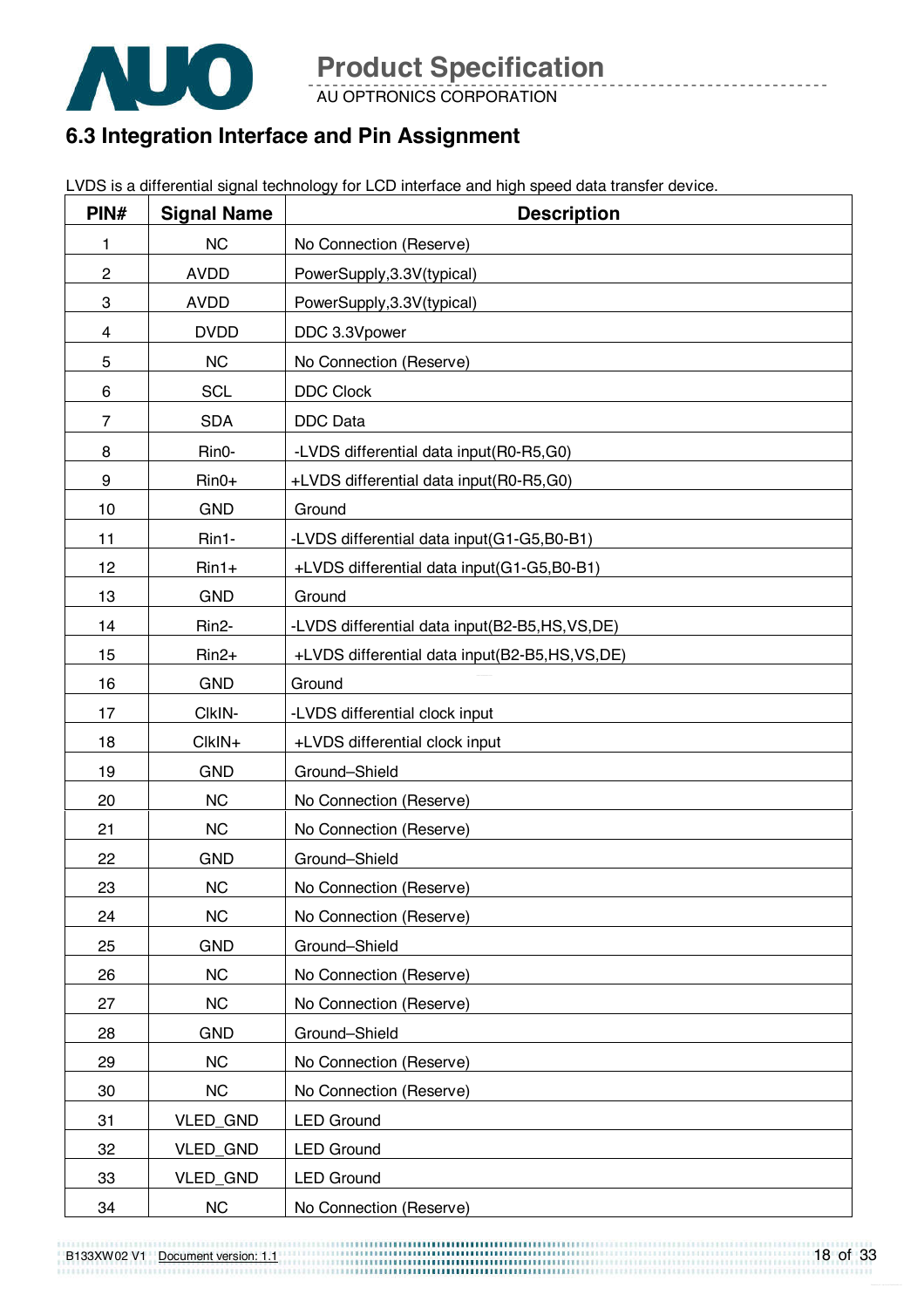## 6.3 Integration Interface and Pin Assignment

LVDS is a differential signal technology for LCD interface and high speed data transfer device.

| PIN# | Signal Name | Description |
|---|---|---|
| 1 | NC | No Connection (Reserve) |
| 2 | AVDD | PowerSupply,3.3V(typical) |
| 3 | AVDD | PowerSupply,3.3V(typical) |
| 4 | DVDD | DDC 3.3Vpower |
| 5 | NC | No Connection (Reserve) |
| 6 | SCL | DDC Clock |
| 7 | SDA | DDC Data |
| 8 | Rin0- | -LVDS differential data input(R0-R5,G0) |
| 9 | Rin0+ | +LVDS differential data input(R0-R5,G0) |
| 10 | GND | Ground |
| 11 | Rin1- | -LVDS differential data input(G1-G5,B0-B1) |
| 12 | Rin1+ | +LVDS differential data input(G1-G5,B0-B1) |
| 13 | GND | Ground |
| 14 | Rin2- | -LVDS differential data input(B2-B5,HS,VS,DE) |
| 15 | Rin2+ | +LVDS differential data input(B2-B5,HS,VS,DE) |
| 16 | GND | Ground |
| 17 | ClkIN- | -LVDS differential clock input |
| 18 | ClkIN+ | +LVDS differential clock input |
| 19 | GND | Ground–Shield |
| 20 | NC | No Connection (Reserve) |
| 21 | NC | No Connection (Reserve) |
| 22 | GND | Ground–Shield |
| 23 | NC | No Connection (Reserve) |
| 24 | NC | No Connection (Reserve) |
| 25 | GND | Ground–Shield |
| 26 | NC | No Connection (Reserve) |
| 27 | NC | No Connection (Reserve) |
| 28 | GND | Ground–Shield |
| 29 | NC | No Connection (Reserve) |
| 30 | NC | No Connection (Reserve) |
| 31 | VLED_GND | LED Ground |
| 32 | VLED_GND | LED Ground |
| 33 | VLED_GND | LED Ground |
| 34 | NC | No Connection (Reserve) |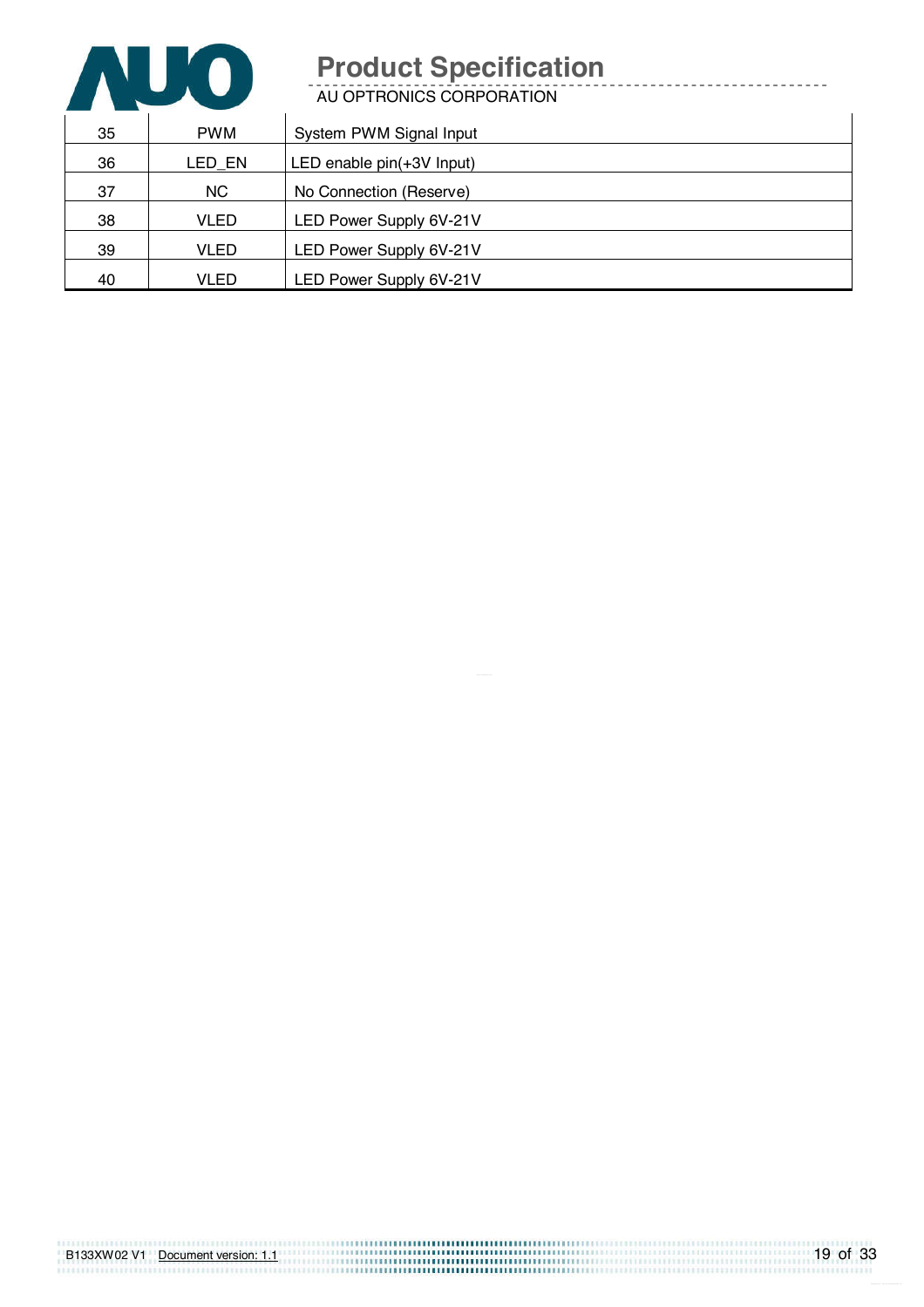| 35 | PWM | System PWM Signal Input |
|---|---|---|
| 36 | LED_EN | LED enable pin(+3V Input) |
| 37 | NC | No Connection (Reserve) |
| 38 | VLED | LED Power Supply 6V-21V |
| 39 | VLED | LED Power Supply 6V-21V |
| 40 | VLED | LED Power Supply 6V-21V |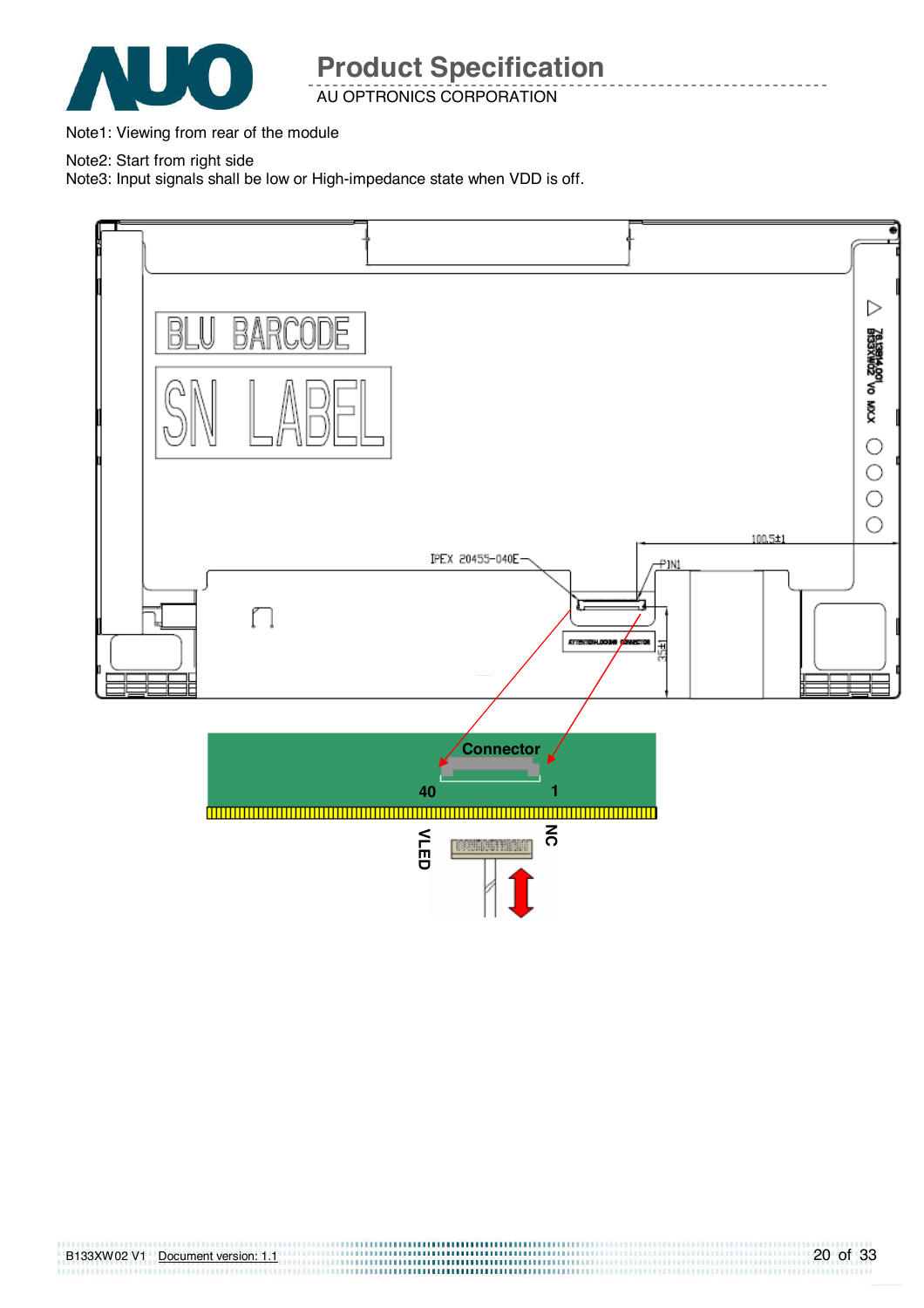Note1: Viewing from rear of the module

Note2: Start from right side

Note3: Input signals shall be low or High-impedance state when VDD is off.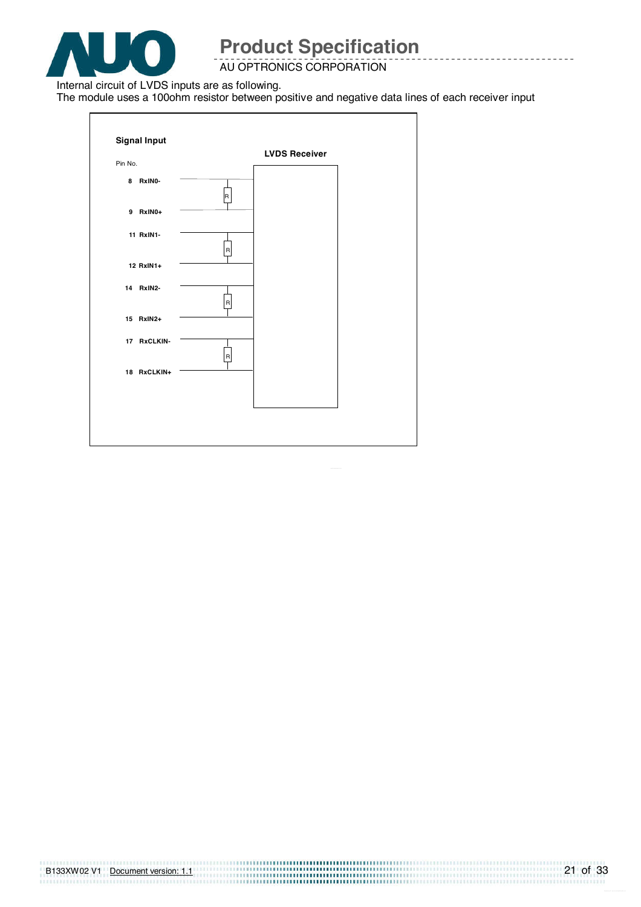Internal circuit of LVDS inputs are as following.

The module uses a 100ohm resistor between positive and negative data lines of each receiver input

**Signal Input**

**LVDS Receiver**

Pin No.

| Pin No. | Signal |
|---|---|
| 8 | RxIN0- |
| 9 | RxIN0+ |
| 11 | RxIN1- |
| 12 | RxIN1+ |
| 14 | RxIN2- |
| 15 | RxIN2+ |
| 17 | RxCLKIN- |
| 18 | RxCLKIN+ |

R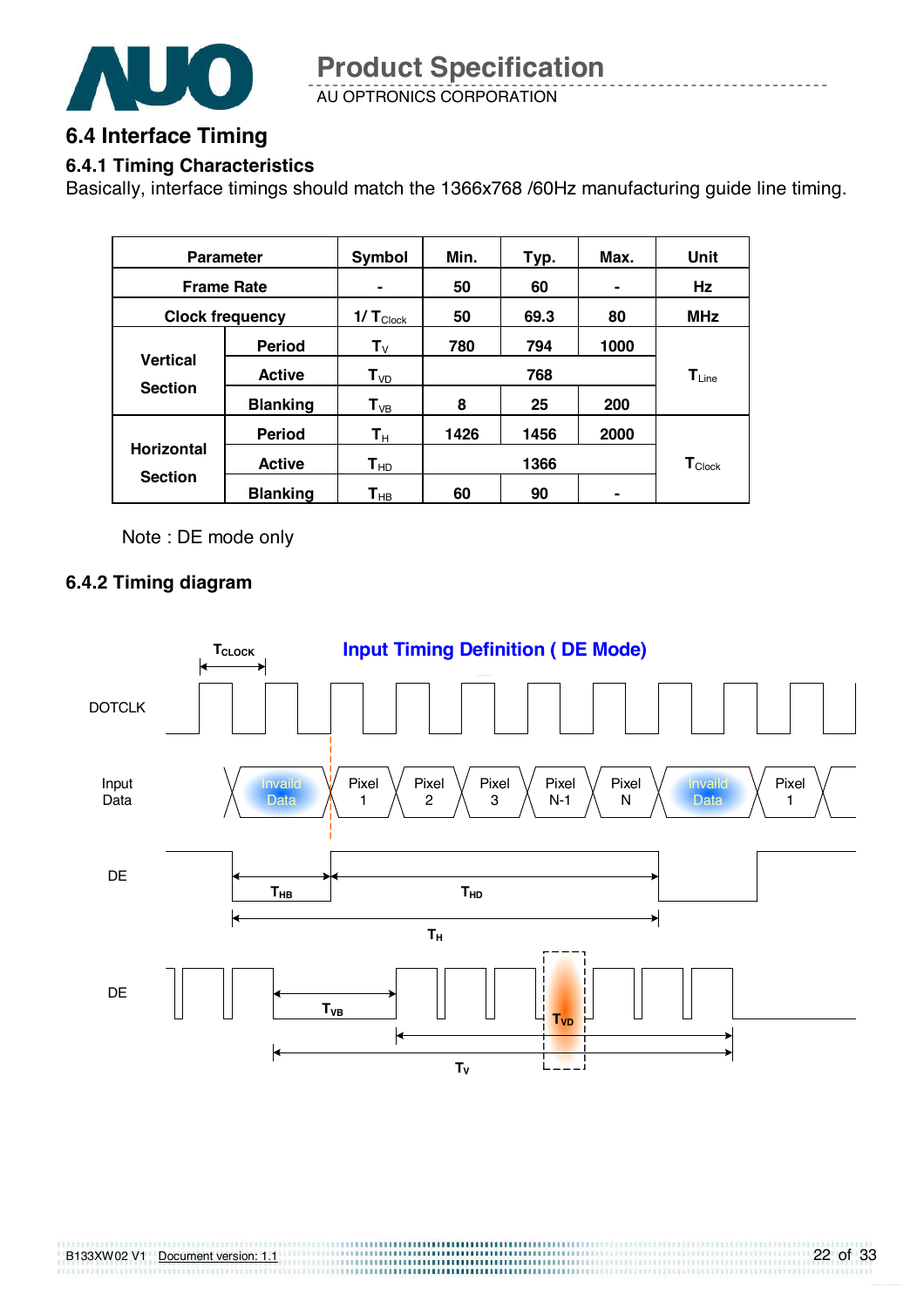## 6.4 Interface Timing

### 6.4.1 Timing Characteristics

Basically, interface timings should match the 1366x768 /60Hz manufacturing guide line timing.

| Parameter | | Symbol | Min. | Typ. | Max. | Unit |
|---|---|---|---|---|---|---|
| Frame Rate | | - | 50 | 60 | - | Hz |
| Clock frequency | | $1/T_{Clock}$ | 50 | 69.3 | 80 | MHz |
| Vertical Section | Period | $T_V$ | 780 | 794 | 1000 | $T_{Line}$ |
| | Active | $T_{VD}$ | | 768 | | |
| | Blanking | $T_{VB}$ | 8 | 25 | 200 | |
| Horizontal Section | Period | $T_H$ | 1426 | 1456 | 2000 | $T_{Clock}$ |
| | Active | $T_{HD}$ | | 1366 | | |
| | Blanking | $T_{HB}$ | 60 | 90 | - | |

Note : DE mode only

### 6.4.2 Timing diagram

**Input Timing Definition ( DE Mode)**

$T_{CLOCK}$

DOTCLK

Input Data: Invaild Data | Pixel 1 | Pixel 2 | Pixel 3 | Pixel N-1 | Pixel N | Invaild Data | Pixel 1

DE: $T_{HB}$, $T_{HD}$, $T_H$

DE: $T_{VB}$, $T_{VD}$, $T_V$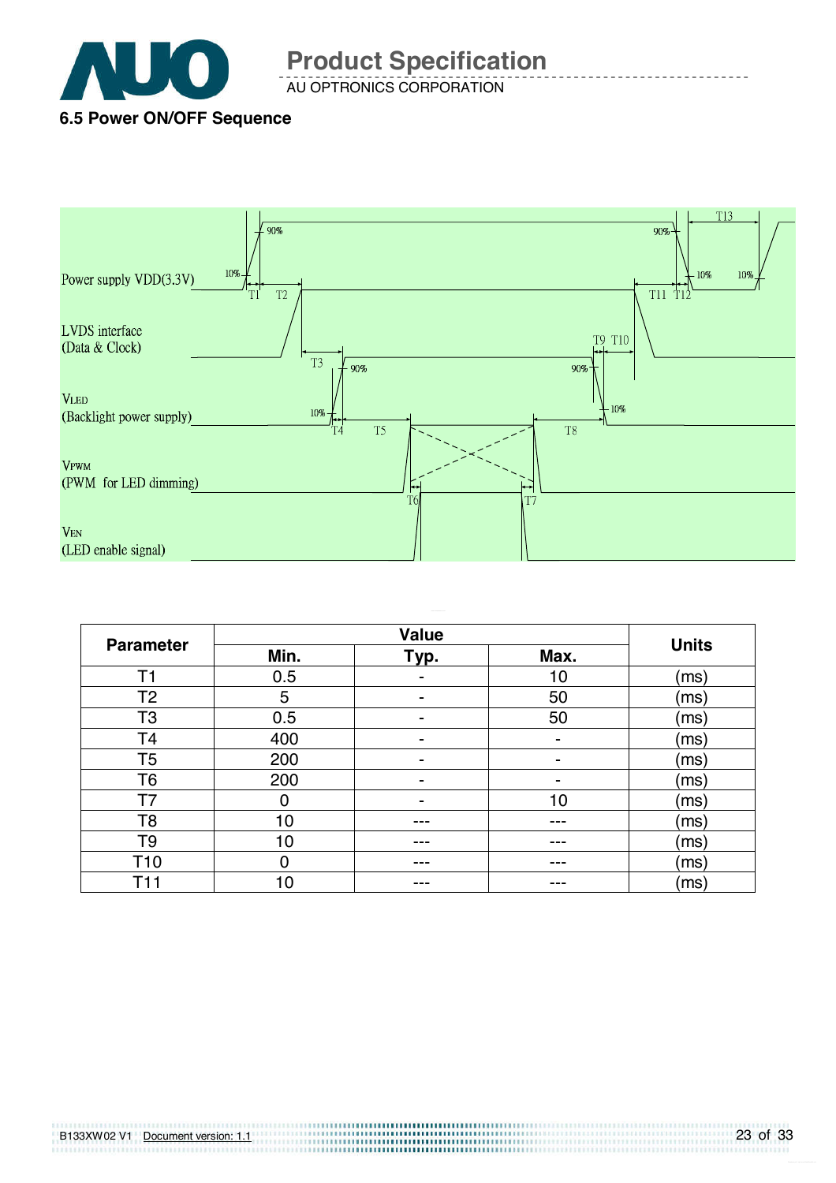### 6.5 Power ON/OFF Sequence

Power supply VDD(3.3V)

LVDS interface (Data & Clock)

$V_{LED}$ (Backlight power supply)

$V_{PWM}$ (PWM for LED dimming)

$V_{EN}$ (LED enable signal)

| Parameter | Value | | | Units |
|---|---|---|---|---|
| | Min. | Typ. | Max. | |
| T1 | 0.5 | - | 10 | (ms) |
| T2 | 5 | - | 50 | (ms) |
| T3 | 0.5 | - | 50 | (ms) |
| T4 | 400 | - | - | (ms) |
| T5 | 200 | - | - | (ms) |
| T6 | 200 | - | - | (ms) |
| T7 | 0 | - | 10 | (ms) |
| T8 | 10 | --- | --- | (ms) |
| T9 | 10 | --- | --- | (ms) |
| T10 | 0 | --- | --- | (ms) |
| T11 | 10 | --- | --- | (ms) |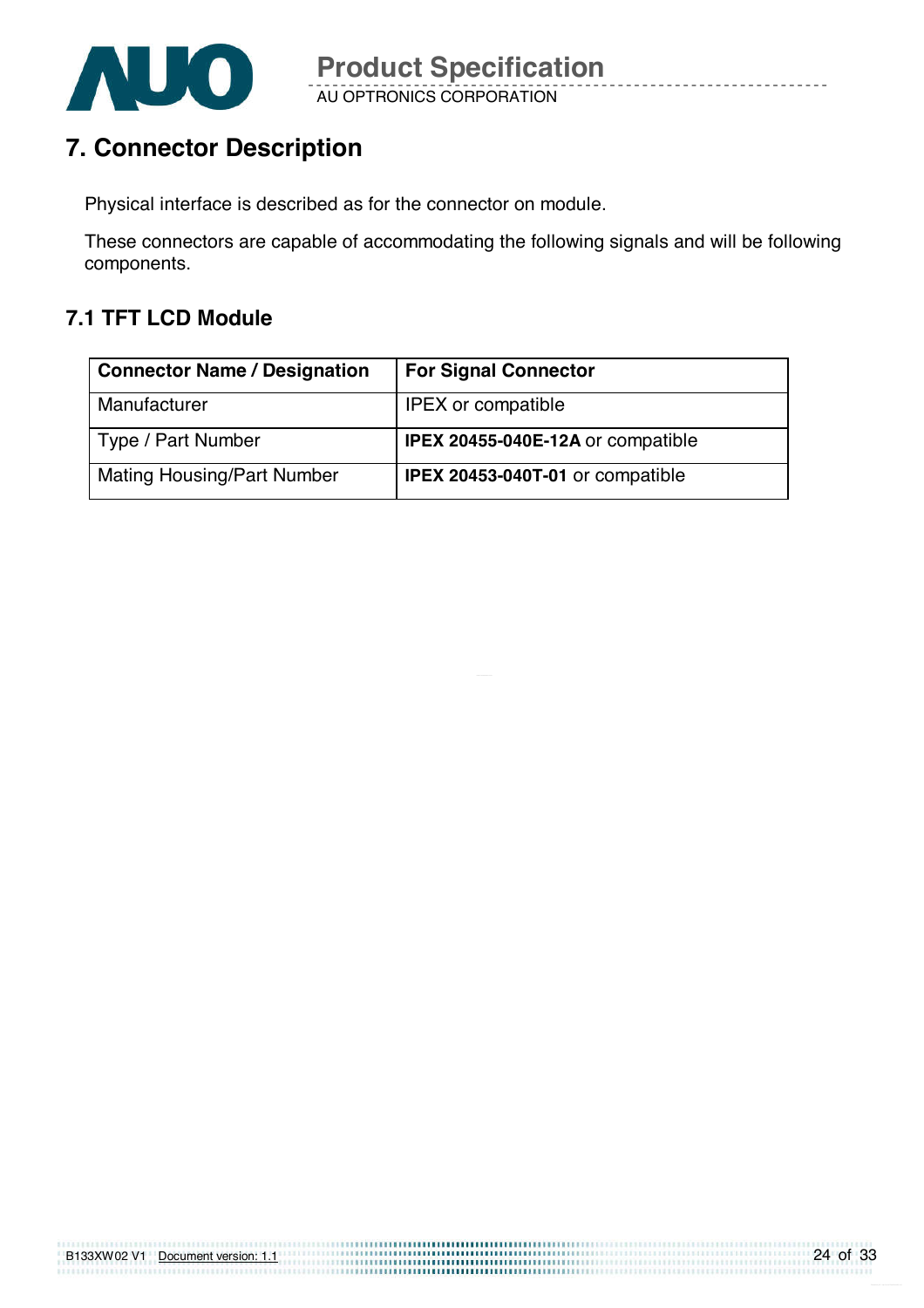# 7. Connector Description

Physical interface is described as for the connector on module.

These connectors are capable of accommodating the following signals and will be following components.

## 7.1 TFT LCD Module

| Connector Name / Designation | For Signal Connector |
|---|---|
| Manufacturer | IPEX or compatible |
| Type / Part Number | **IPEX 20455-040E-12A** or compatible |
| Mating Housing/Part Number | **IPEX 20453-040T-01** or compatible |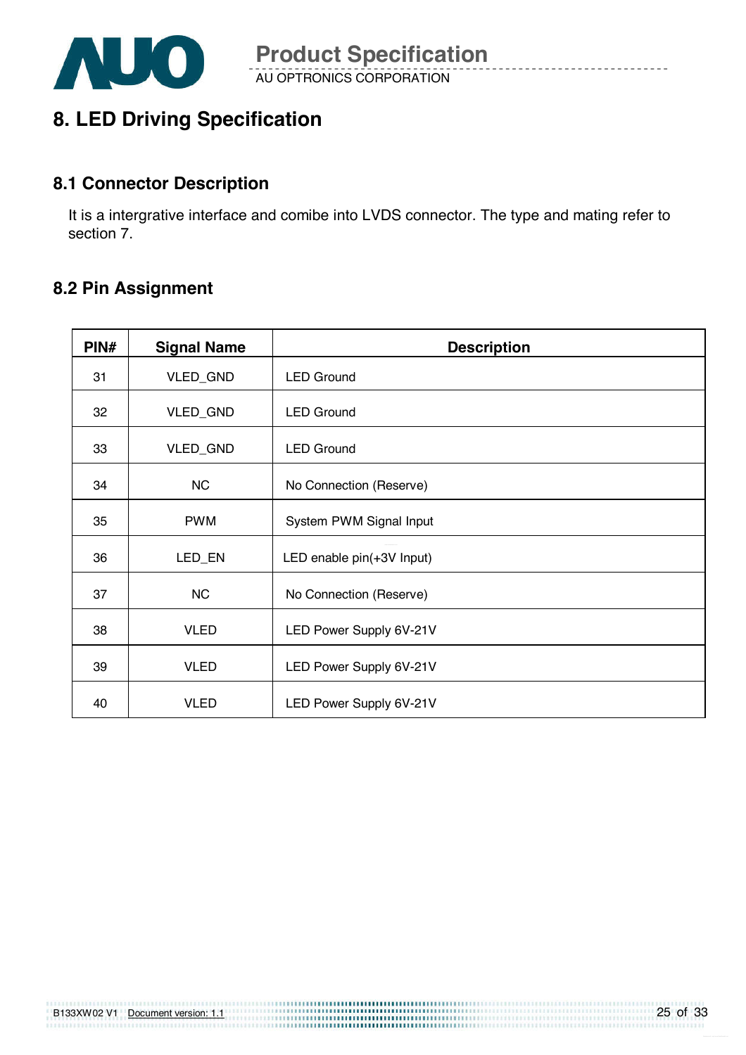# 8. LED Driving Specification

## 8.1 Connector Description

It is a intergrative interface and comibe into LVDS connector. The type and mating refer to section 7.

## 8.2 Pin Assignment

| PIN# | Signal Name | Description |
|---|---|---|
| 31 | VLED_GND | LED Ground |
| 32 | VLED_GND | LED Ground |
| 33 | VLED_GND | LED Ground |
| 34 | NC | No Connection (Reserve) |
| 35 | PWM | System PWM Signal Input |
| 36 | LED_EN | LED enable pin(+3V Input) |
| 37 | NC | No Connection (Reserve) |
| 38 | VLED | LED Power Supply 6V-21V |
| 39 | VLED | LED Power Supply 6V-21V |
| 40 | VLED | LED Power Supply 6V-21V |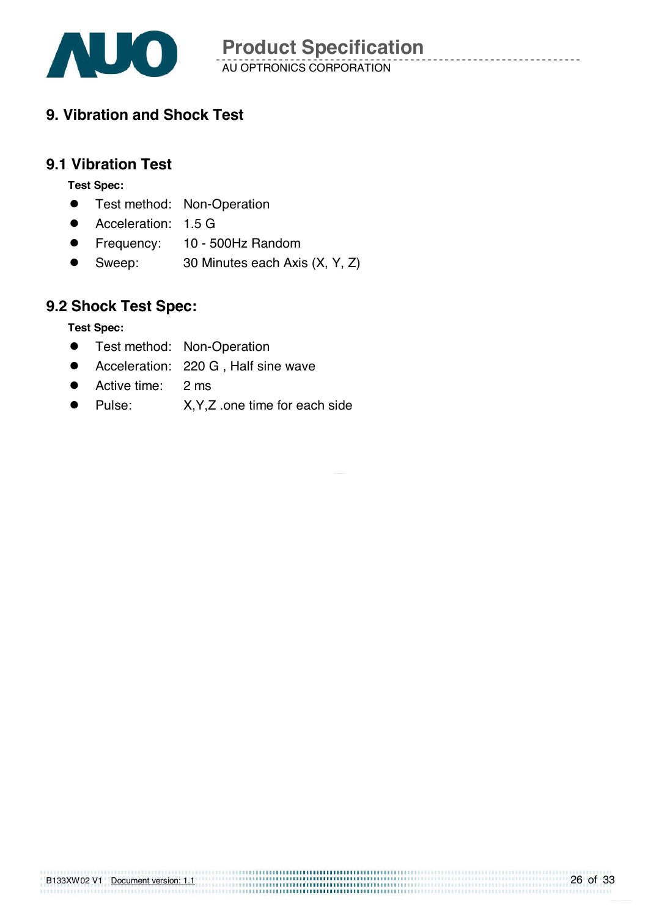# 9. Vibration and Shock Test

## 9.1 Vibration Test

**Test Spec:**

- Test method: Non-Operation
- Acceleration: 1.5 G
- Frequency: 10 - 500Hz Random
- Sweep: 30 Minutes each Axis (X, Y, Z)

## 9.2 Shock Test Spec:

**Test Spec:**

- Test method: Non-Operation
- Acceleration: 220 G , Half sine wave
- Active time: 2 ms
- Pulse: X,Y,Z .one time for each side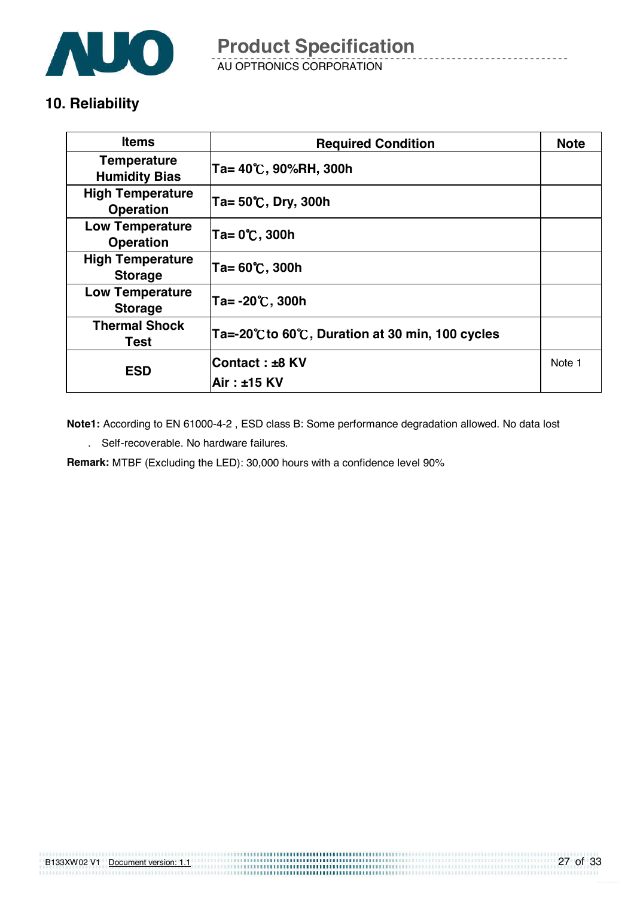## 10. Reliability

| Items | Required Condition | Note |
|---|---|---|
| Temperature Humidity Bias | Ta= 40℃, 90%RH, 300h | |
| High Temperature Operation | Ta= 50℃, Dry, 300h | |
| Low Temperature Operation | Ta= 0℃, 300h | |
| High Temperature Storage | Ta= 60℃, 300h | |
| Low Temperature Storage | Ta= -20℃, 300h | |
| Thermal Shock Test | Ta=-20℃to 60℃, Duration at 30 min, 100 cycles | |
| ESD | Contact : ±8 KV<br>Air : ±15 KV | Note 1 |

**Note1:** According to EN 61000-4-2 , ESD class B: Some performance degradation allowed. No data lost

. Self-recoverable. No hardware failures.

**Remark:** MTBF (Excluding the LED): 30,000 hours with a confidence level 90%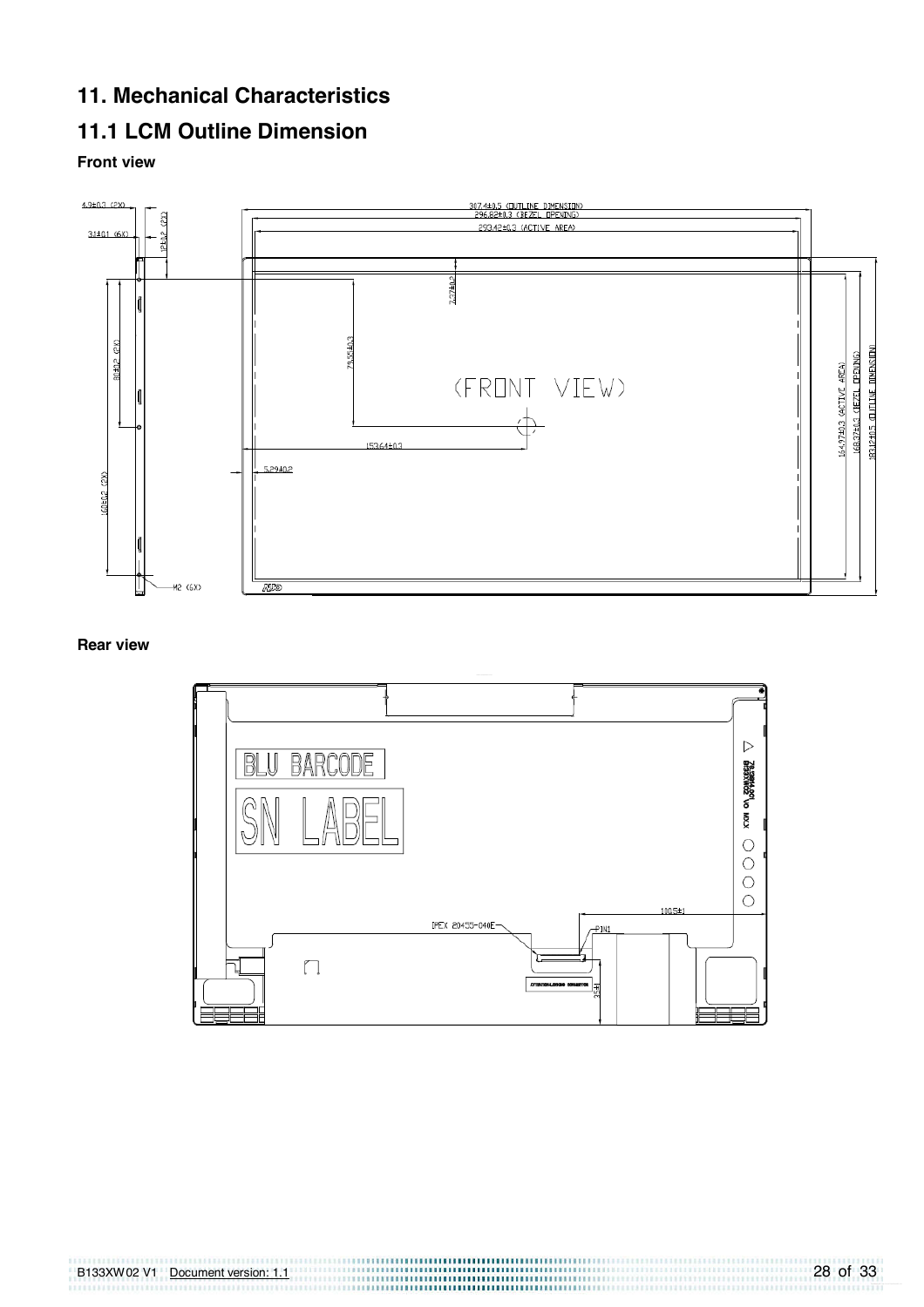# 11. Mechanical Characteristics

## 11.1 LCM Outline Dimension

**Front view**

**Rear view**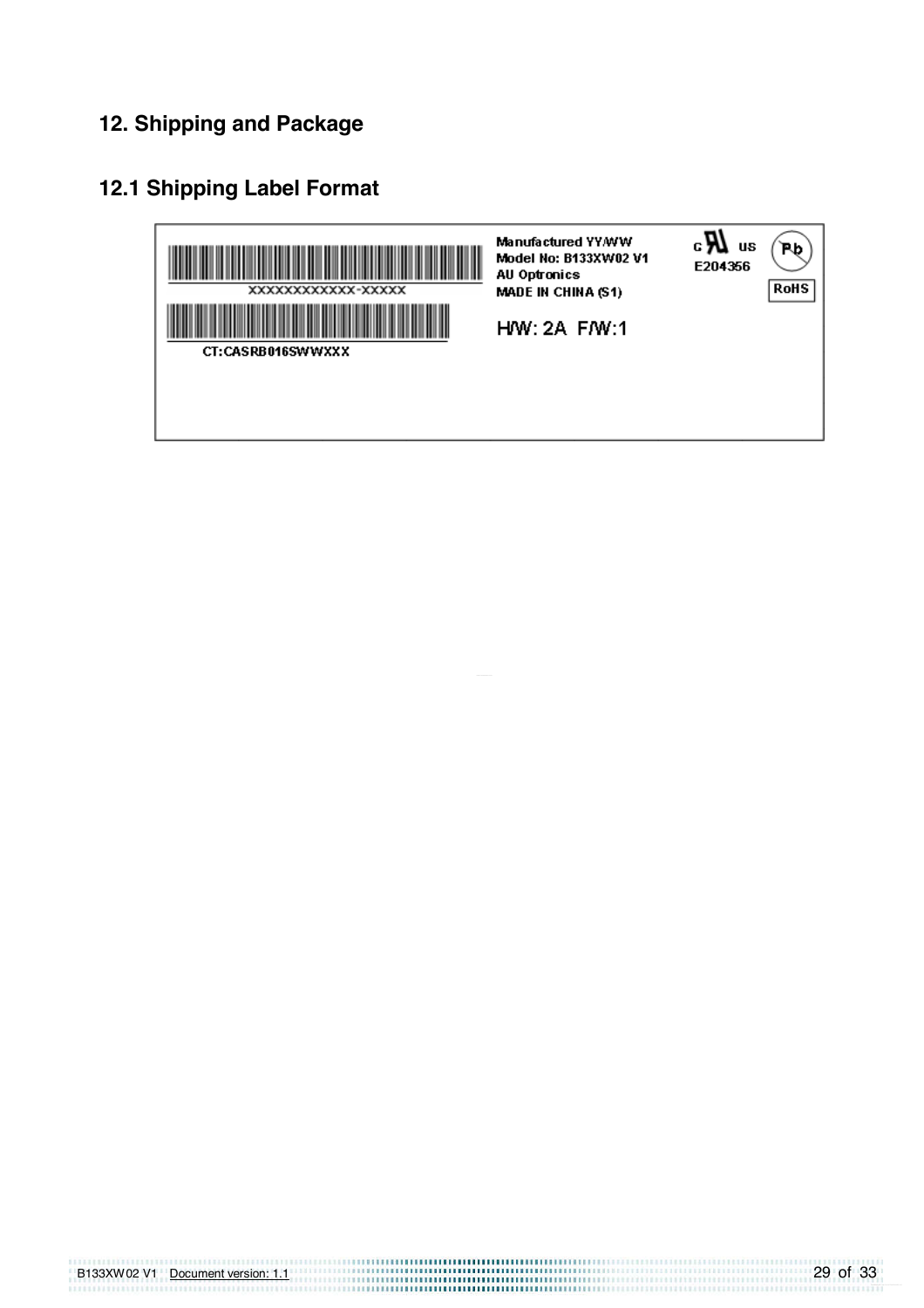## 12. Shipping and Package

### 12.1 Shipping Label Format

XXXXXXXXXXXX-XXXXX

CT:CASRB016SWWXXX

Manufactured YY/WW
Model No: B133XW02 V1
AU Optronics
MADE IN CHINA (S1)

H/W: 2A F/W:1

c US
E204356

Pb

RoHS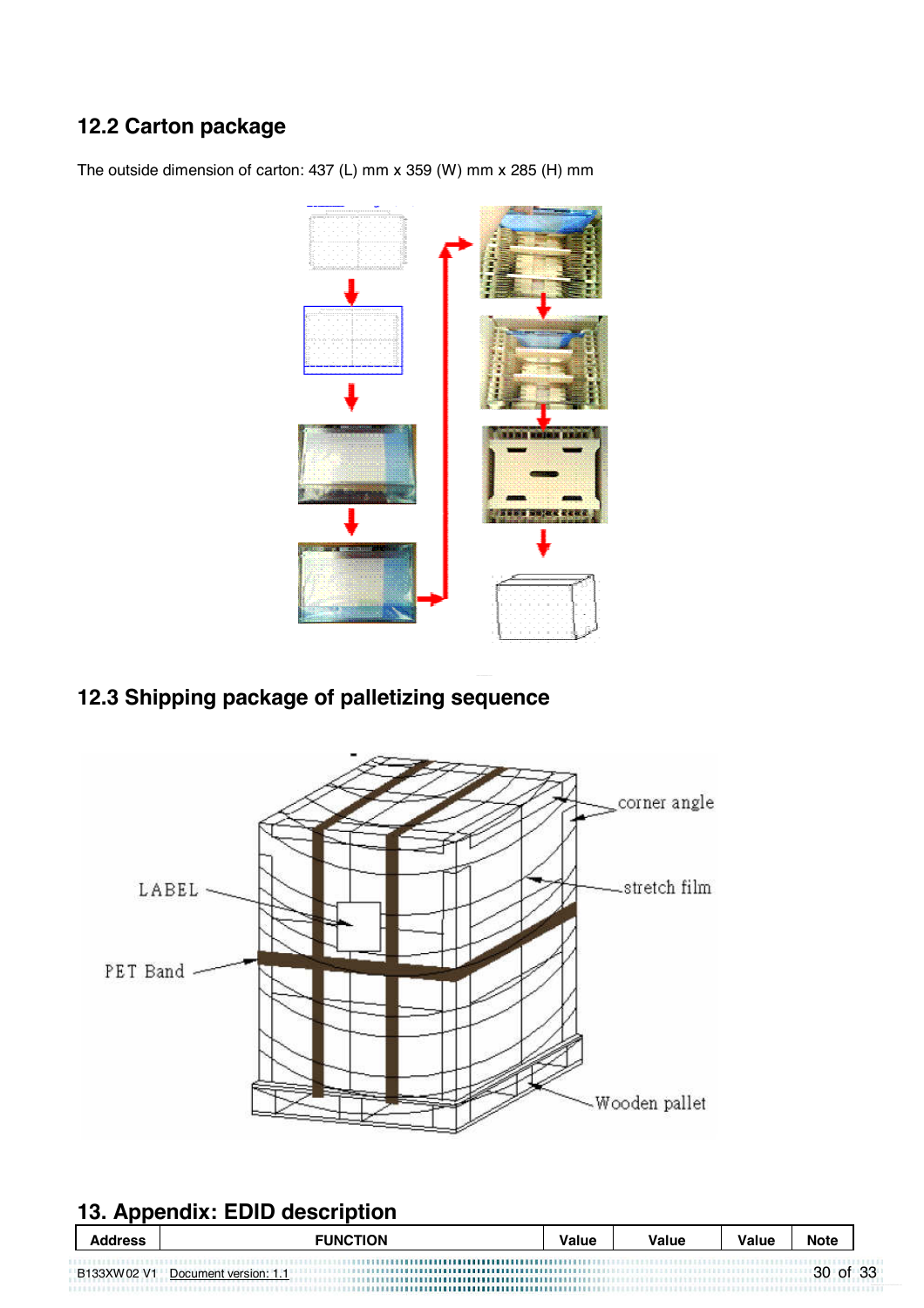## 12.2 Carton package

The outside dimension of carton: 437 (L) mm x 359 (W) mm x 285 (H) mm

## 12.3 Shipping package of palletizing sequence

corner angle

LABEL

stretch film

PET Band

Wooden pallet

# 13. Appendix: EDID description

| Address | FUNCTION | Value | Value | Value | Note |
|---|---|---|---|---|---|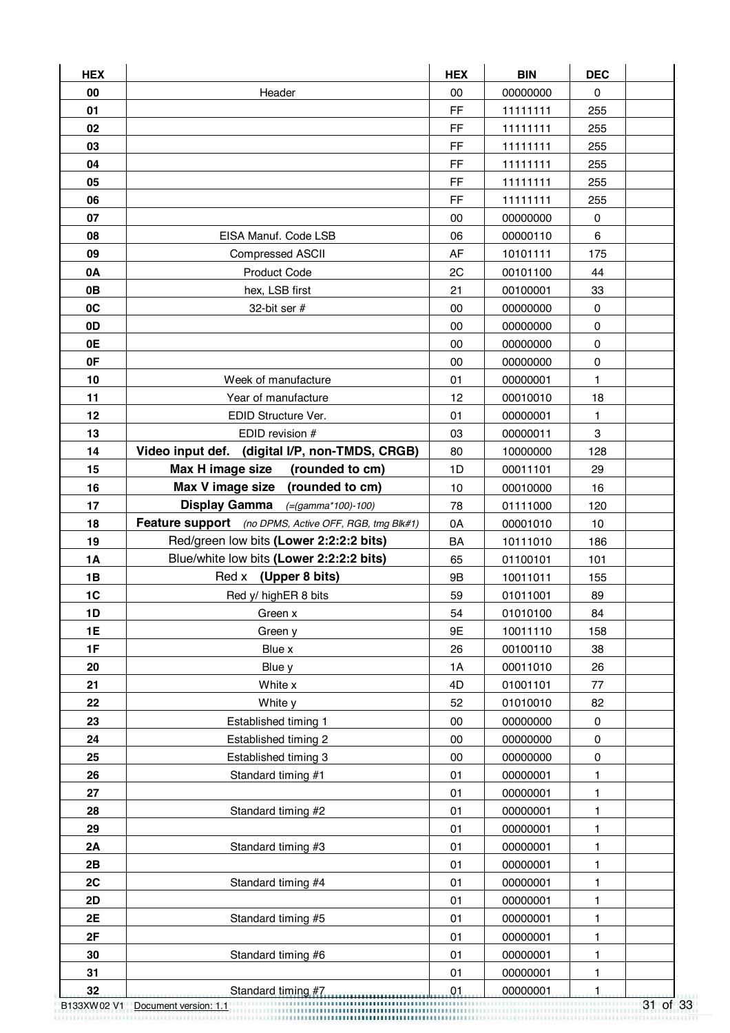| HEX | | HEX | BIN | DEC | |
|---|---|---|---|---|---|
| 00 | Header | 00 | 00000000 | 0 | |
| 01 | | FF | 11111111 | 255 | |
| 02 | | FF | 11111111 | 255 | |
| 03 | | FF | 11111111 | 255 | |
| 04 | | FF | 11111111 | 255 | |
| 05 | | FF | 11111111 | 255 | |
| 06 | | FF | 11111111 | 255 | |
| 07 | | 00 | 00000000 | 0 | |
| 08 | EISA Manuf. Code LSB | 06 | 00000110 | 6 | |
| 09 | Compressed ASCII | AF | 10101111 | 175 | |
| 0A | Product Code | 2C | 00101100 | 44 | |
| 0B | hex, LSB first | 21 | 00100001 | 33 | |
| 0C | 32-bit ser # | 00 | 00000000 | 0 | |
| 0D | | 00 | 00000000 | 0 | |
| 0E | | 00 | 00000000 | 0 | |
| 0F | | 00 | 00000000 | 0 | |
| 10 | Week of manufacture | 01 | 00000001 | 1 | |
| 11 | Year of manufacture | 12 | 00010010 | 18 | |
| 12 | EDID Structure Ver. | 01 | 00000001 | 1 | |
| 13 | EDID revision # | 03 | 00000011 | 3 | |
| 14 | **Video input def. (digital I/P, non-TMDS, CRGB)** | 80 | 10000000 | 128 | |
| 15 | **Max H image size (rounded to cm)** | 1D | 00011101 | 29 | |
| 16 | **Max V image size (rounded to cm)** | 10 | 00010000 | 16 | |
| 17 | **Display Gamma** *(=(gamma*100)-100)* | 78 | 01111000 | 120 | |
| 18 | **Feature support** *(no DPMS, Active OFF, RGB, tmg Blk#1)* | 0A | 00001010 | 10 | |
| 19 | Red/green low bits **(Lower 2:2:2:2 bits)** | BA | 10111010 | 186 | |
| 1A | Blue/white low bits **(Lower 2:2:2:2 bits)** | 65 | 01100101 | 101 | |
| 1B | Red x **(Upper 8 bits)** | 9B | 10011011 | 155 | |
| 1C | Red y/ highER 8 bits | 59 | 01011001 | 89 | |
| 1D | Green x | 54 | 01010100 | 84 | |
| 1E | Green y | 9E | 10011110 | 158 | |
| 1F | Blue x | 26 | 00100110 | 38 | |
| 20 | Blue y | 1A | 00011010 | 26 | |
| 21 | White x | 4D | 01001101 | 77 | |
| 22 | White y | 52 | 01010010 | 82 | |
| 23 | Established timing 1 | 00 | 00000000 | 0 | |
| 24 | Established timing 2 | 00 | 00000000 | 0 | |
| 25 | Established timing 3 | 00 | 00000000 | 0 | |
| 26 | Standard timing #1 | 01 | 00000001 | 1 | |
| 27 | | 01 | 00000001 | 1 | |
| 28 | Standard timing #2 | 01 | 00000001 | 1 | |
| 29 | | 01 | 00000001 | 1 | |
| 2A | Standard timing #3 | 01 | 00000001 | 1 | |
| 2B | | 01 | 00000001 | 1 | |
| 2C | Standard timing #4 | 01 | 00000001 | 1 | |
| 2D | | 01 | 00000001 | 1 | |
| 2E | Standard timing #5 | 01 | 00000001 | 1 | |
| 2F | | 01 | 00000001 | 1 | |
| 30 | Standard timing #6 | 01 | 00000001 | 1 | |
| 31 | | 01 | 00000001 | 1 | |
| 32 | Standard timing #7 | 01 | 00000001 | 1 | |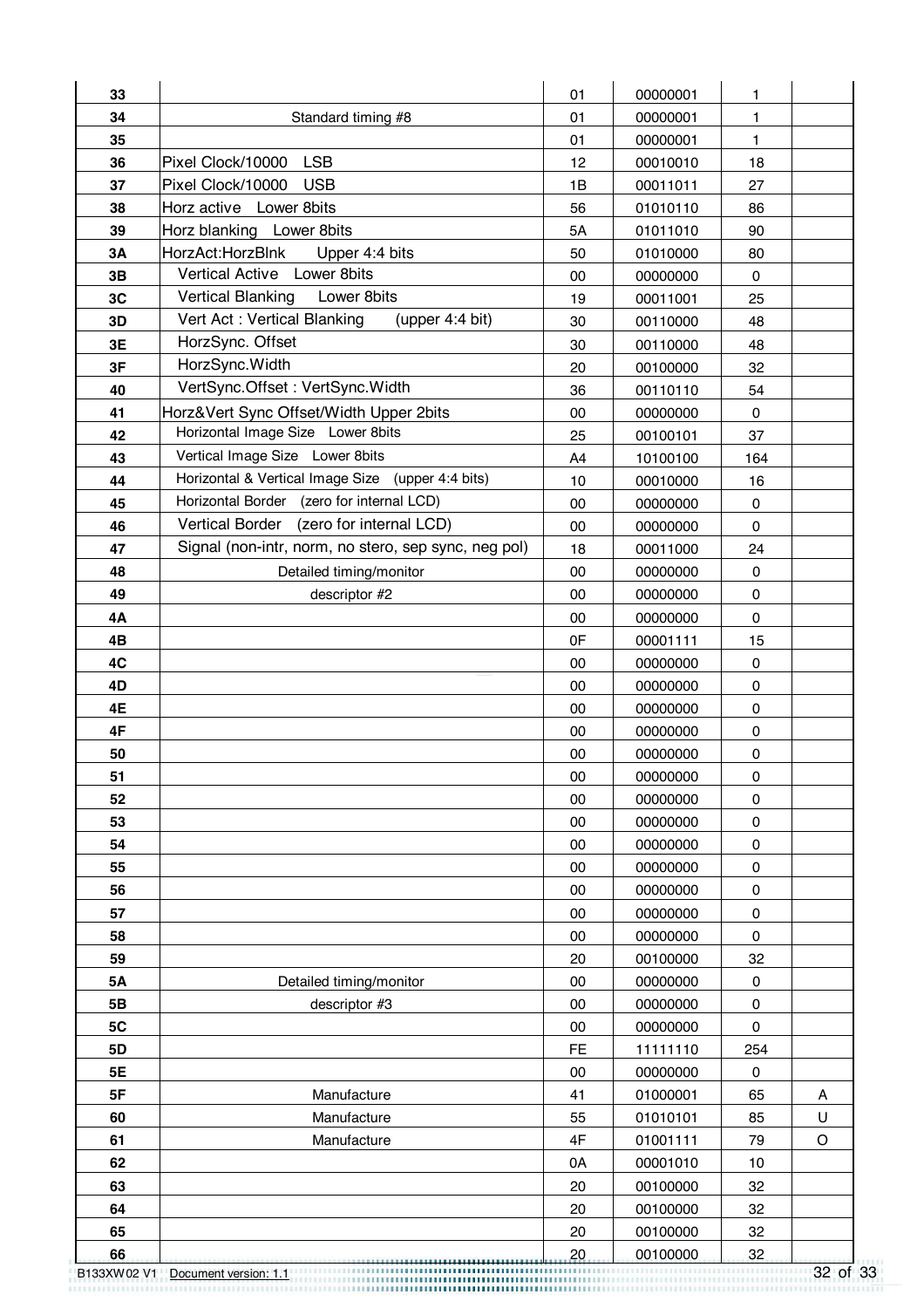| 33 | | 01 | 00000001 | 1 | |
|---|---|---|---|---|---|
| 34 | Standard timing #8 | 01 | 00000001 | 1 | |
| 35 | | 01 | 00000001 | 1 | |
| 36 | Pixel Clock/10000 LSB | 12 | 00010010 | 18 | |
| 37 | Pixel Clock/10000 USB | 1B | 00011011 | 27 | |
| 38 | Horz active Lower 8bits | 56 | 01010110 | 86 | |
| 39 | Horz blanking Lower 8bits | 5A | 01011010 | 90 | |
| 3A | HorzAct:HorzBlnk Upper 4:4 bits | 50 | 01010000 | 80 | |
| 3B | Vertical Active Lower 8bits | 00 | 00000000 | 0 | |
| 3C | Vertical Blanking Lower 8bits | 19 | 00011001 | 25 | |
| 3D | Vert Act : Vertical Blanking (upper 4:4 bit) | 30 | 00110000 | 48 | |
| 3E | HorzSync. Offset | 30 | 00110000 | 48 | |
| 3F | HorzSync.Width | 20 | 00100000 | 32 | |
| 40 | VertSync.Offset : VertSync.Width | 36 | 00110110 | 54 | |
| 41 | Horz&Vert Sync Offset/Width Upper 2bits | 00 | 00000000 | 0 | |
| 42 | Horizontal Image Size Lower 8bits | 25 | 00100101 | 37 | |
| 43 | Vertical Image Size Lower 8bits | A4 | 10100100 | 164 | |
| 44 | Horizontal & Vertical Image Size (upper 4:4 bits) | 10 | 00010000 | 16 | |
| 45 | Horizontal Border (zero for internal LCD) | 00 | 00000000 | 0 | |
| 46 | Vertical Border (zero for internal LCD) | 00 | 00000000 | 0 | |
| 47 | Signal (non-intr, norm, no stero, sep sync, neg pol) | 18 | 00011000 | 24 | |
| 48 | Detailed timing/monitor | 00 | 00000000 | 0 | |
| 49 | descriptor #2 | 00 | 00000000 | 0 | |
| 4A | | 00 | 00000000 | 0 | |
| 4B | | 0F | 00001111 | 15 | |
| 4C | | 00 | 00000000 | 0 | |
| 4D | | 00 | 00000000 | 0 | |
| 4E | | 00 | 00000000 | 0 | |
| 4F | | 00 | 00000000 | 0 | |
| 50 | | 00 | 00000000 | 0 | |
| 51 | | 00 | 00000000 | 0 | |
| 52 | | 00 | 00000000 | 0 | |
| 53 | | 00 | 00000000 | 0 | |
| 54 | | 00 | 00000000 | 0 | |
| 55 | | 00 | 00000000 | 0 | |
| 56 | | 00 | 00000000 | 0 | |
| 57 | | 00 | 00000000 | 0 | |
| 58 | | 00 | 00000000 | 0 | |
| 59 | | 20 | 00100000 | 32 | |
| 5A | Detailed timing/monitor | 00 | 00000000 | 0 | |
| 5B | descriptor #3 | 00 | 00000000 | 0 | |
| 5C | | 00 | 00000000 | 0 | |
| 5D | | FE | 11111110 | 254 | |
| 5E | | 00 | 00000000 | 0 | |
| 5F | Manufacture | 41 | 01000001 | 65 | A |
| 60 | Manufacture | 55 | 01010101 | 85 | U |
| 61 | Manufacture | 4F | 01001111 | 79 | O |
| 62 | | 0A | 00001010 | 10 | |
| 63 | | 20 | 00100000 | 32 | |
| 64 | | 20 | 00100000 | 32 | |
| 65 | | 20 | 00100000 | 32 | |
| 66 | | 20 | 00100000 | 32 | |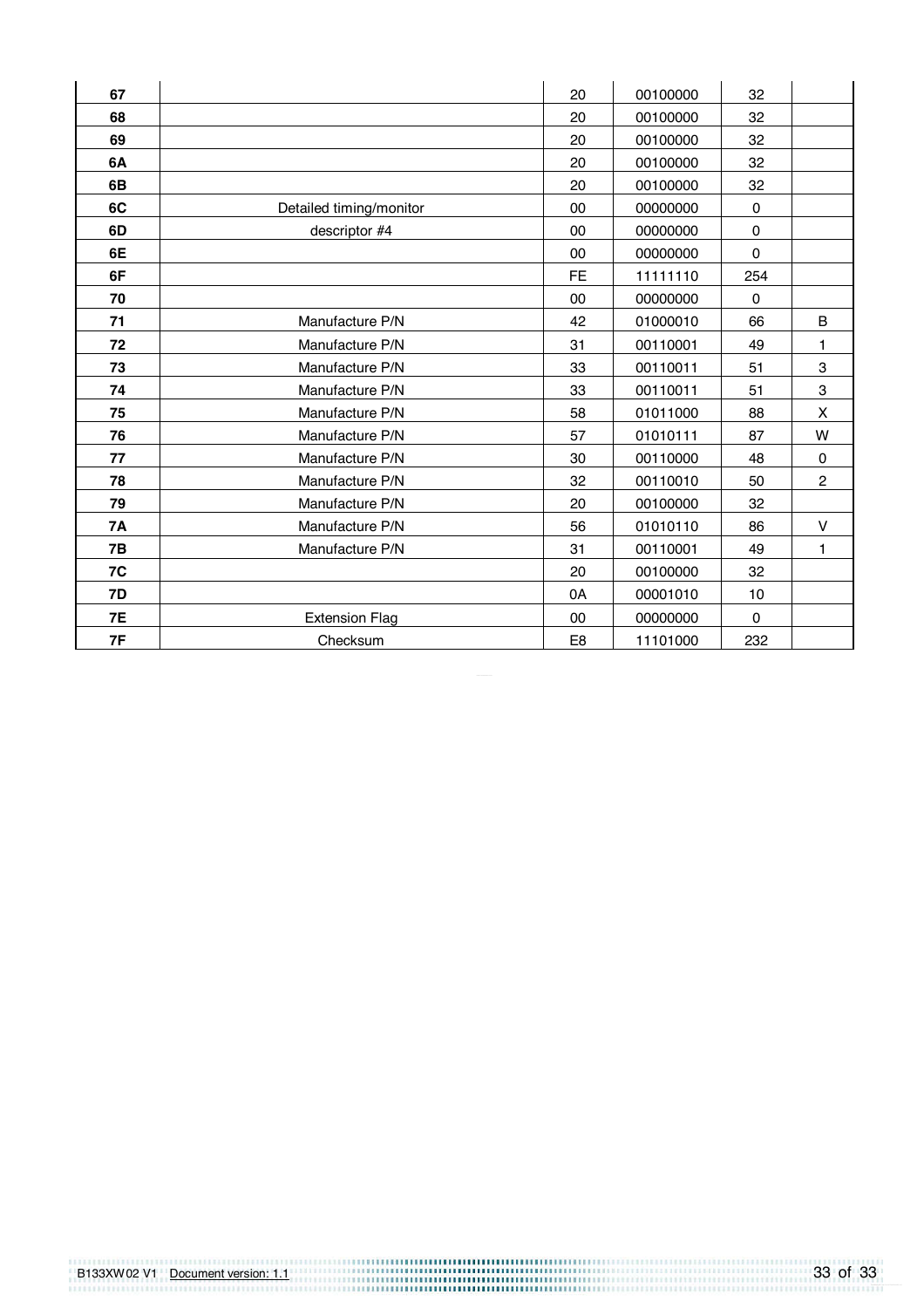| | | | | | |
|---|---|---|---|---|---|
| **67** | | 20 | 00100000 | 32 | |
| **68** | | 20 | 00100000 | 32 | |
| **69** | | 20 | 00100000 | 32 | |
| **6A** | | 20 | 00100000 | 32 | |
| **6B** | | 20 | 00100000 | 32 | |
| **6C** | Detailed timing/monitor | 00 | 00000000 | 0 | |
| **6D** | descriptor #4 | 00 | 00000000 | 0 | |
| **6E** | | 00 | 00000000 | 0 | |
| **6F** | | FE | 11111110 | 254 | |
| **70** | | 00 | 00000000 | 0 | |
| **71** | Manufacture P/N | 42 | 01000010 | 66 | B |
| **72** | Manufacture P/N | 31 | 00110001 | 49 | 1 |
| **73** | Manufacture P/N | 33 | 00110011 | 51 | 3 |
| **74** | Manufacture P/N | 33 | 00110011 | 51 | 3 |
| **75** | Manufacture P/N | 58 | 01011000 | 88 | X |
| **76** | Manufacture P/N | 57 | 01010111 | 87 | W |
| **77** | Manufacture P/N | 30 | 00110000 | 48 | 0 |
| **78** | Manufacture P/N | 32 | 00110010 | 50 | 2 |
| **79** | Manufacture P/N | 20 | 00100000 | 32 | |
| **7A** | Manufacture P/N | 56 | 01010110 | 86 | V |
| **7B** | Manufacture P/N | 31 | 00110001 | 49 | 1 |
| **7C** | | 20 | 00100000 | 32 | |
| **7D** | | 0A | 00001010 | 10 | |
| **7E** | Extension Flag | 00 | 00000000 | 0 | |
| **7F** | Checksum | E8 | 11101000 | 232 | |